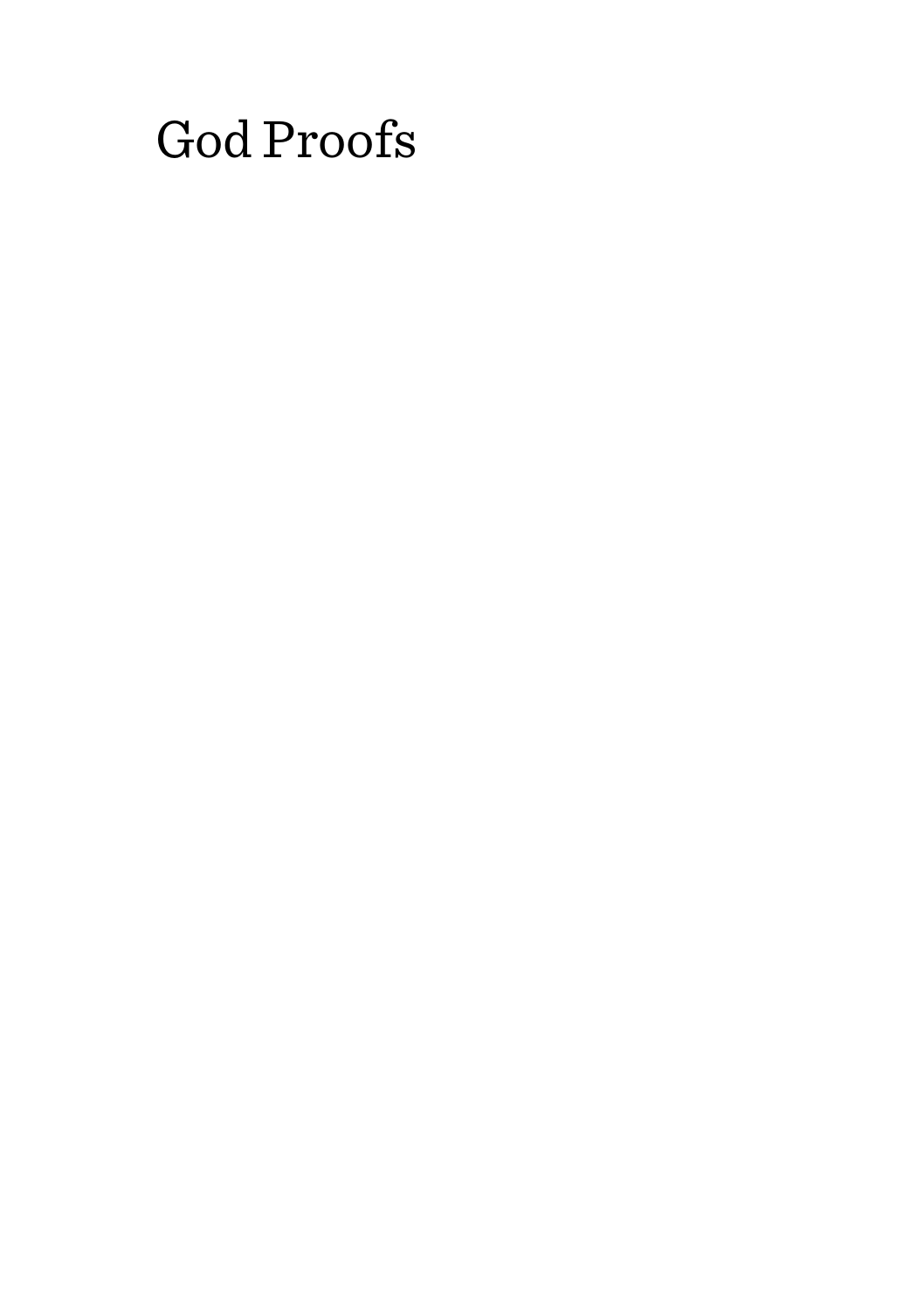# God Proofs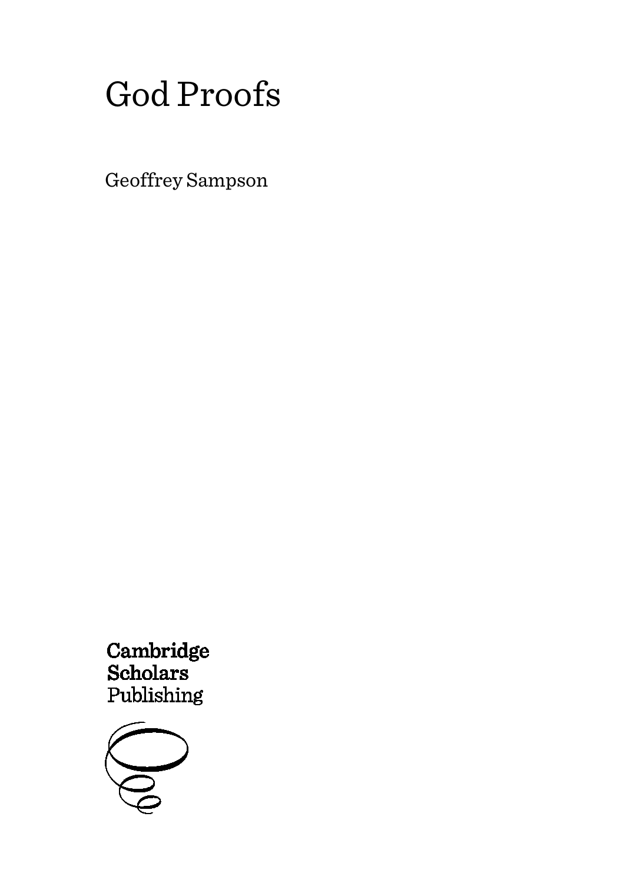# God Proofs

Geoffrey Sampson

Cambridge
Scholars
Publishing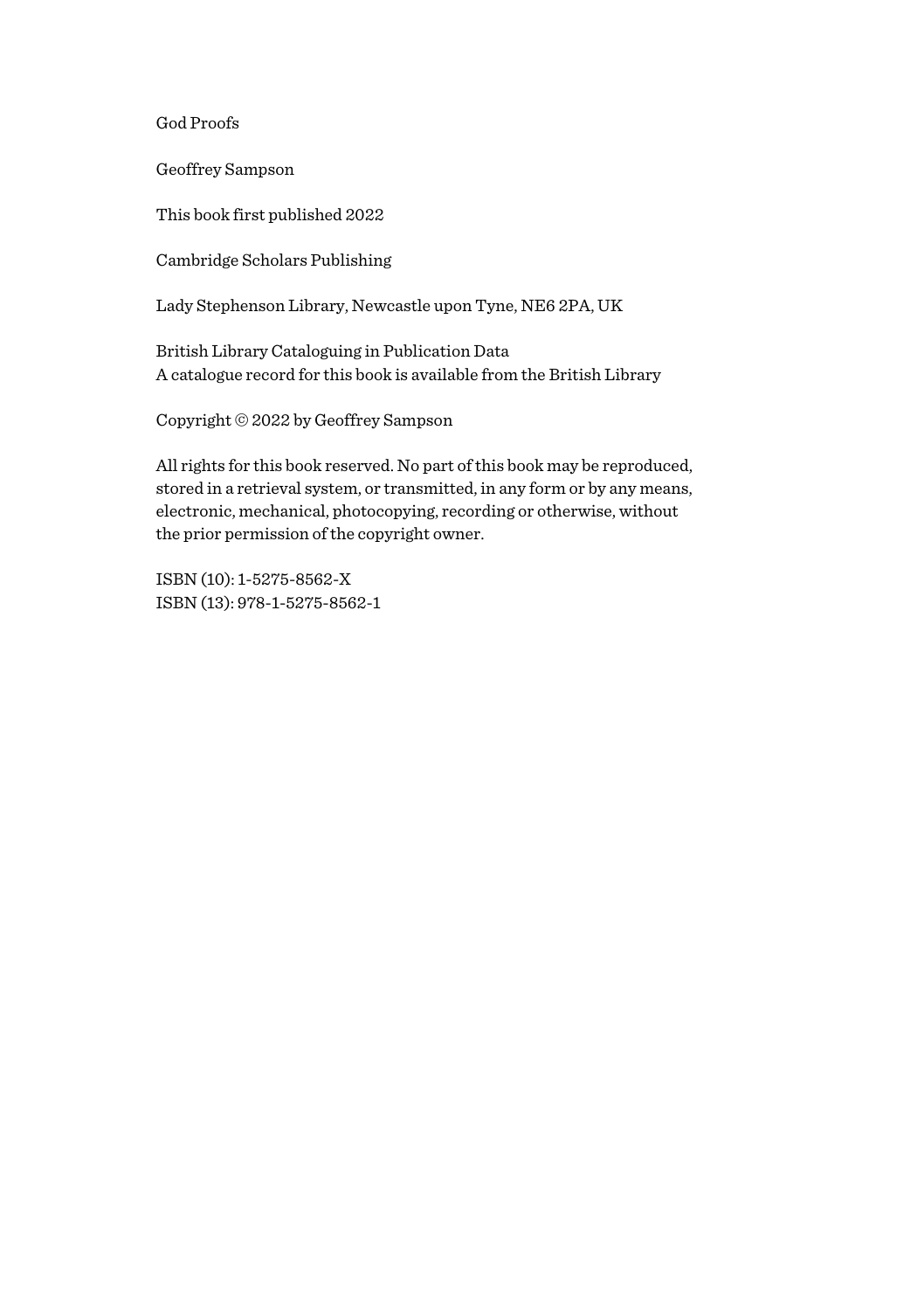God Proofs

Geoffrey Sampson

This book first published 2022

Cambridge Scholars Publishing

Lady Stephenson Library, Newcastle upon Tyne, NE6 2PA, UK

British Library Cataloguing in Publication Data
A catalogue record for this book is available from the British Library

Copyright © 2022 by Geoffrey Sampson

All rights for this book reserved. No part of this book may be reproduced, stored in a retrieval system, or transmitted, in any form or by any means, electronic, mechanical, photocopying, recording or otherwise, without the prior permission of the copyright owner.

ISBN (10): 1-5275-8562-X
ISBN (13): 978-1-5275-8562-1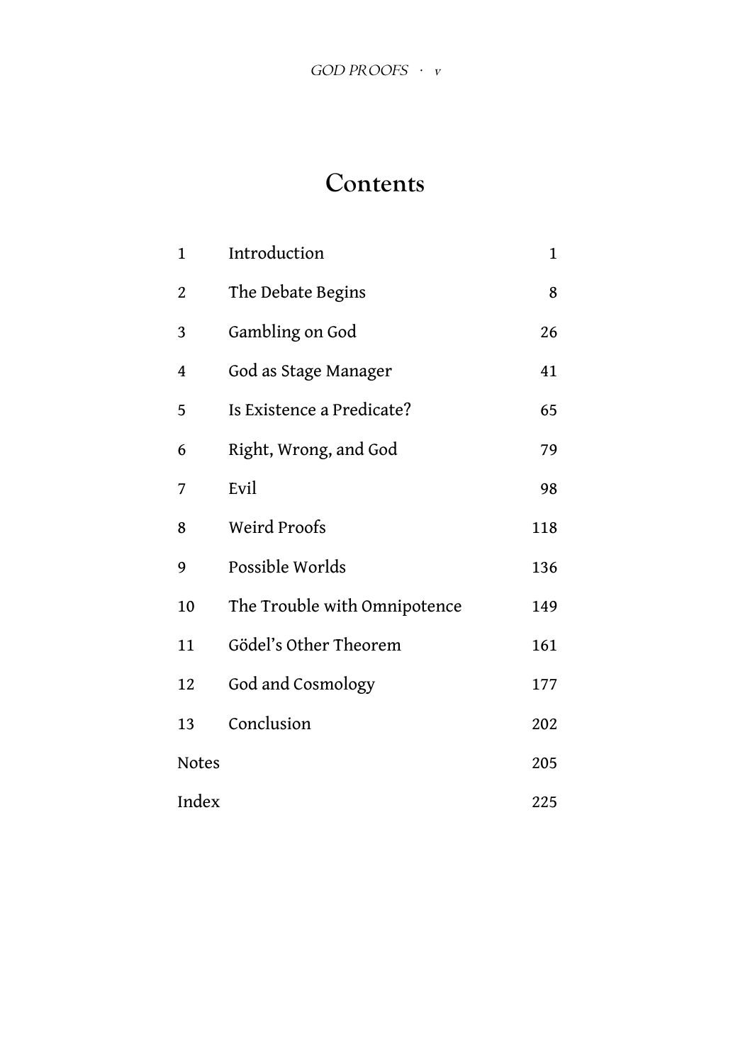# Contents

| | | |
|---|---|---|
| 1 | Introduction | 1 |
| 2 | The Debate Begins | 8 |
| 3 | Gambling on God | 26 |
| 4 | God as Stage Manager | 41 |
| 5 | Is Existence a Predicate? | 65 |
| 6 | Right, Wrong, and God | 79 |
| 7 | Evil | 98 |
| 8 | Weird Proofs | 118 |
| 9 | Possible Worlds | 136 |
| 10 | The Trouble with Omnipotence | 149 |
| 11 | Gödel's Other Theorem | 161 |
| 12 | God and Cosmology | 177 |
| 13 | Conclusion | 202 |
| Notes | | 205 |
| Index | | 225 |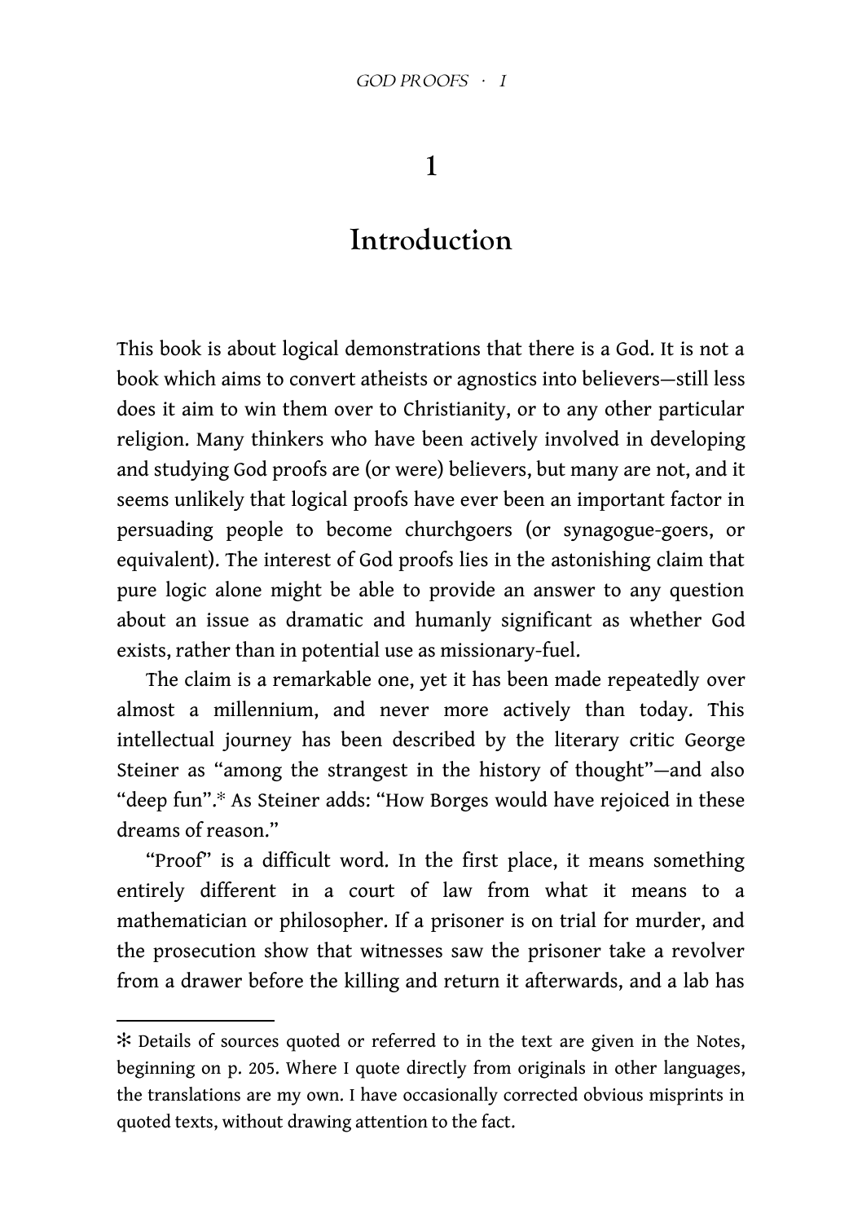# 1

## Introduction

This book is about logical demonstrations that there is a God. It is not a book which aims to convert atheists or agnostics into believers—still less does it aim to win them over to Christianity, or to any other particular religion. Many thinkers who have been actively involved in developing and studying God proofs are (or were) believers, but many are not, and it seems unlikely that logical proofs have ever been an important factor in persuading people to become churchgoers (or synagogue-goers, or equivalent). The interest of God proofs lies in the astonishing claim that pure logic alone might be able to provide an answer to any question about an issue as dramatic and humanly significant as whether God exists, rather than in potential use as missionary-fuel.

The claim is a remarkable one, yet it has been made repeatedly over almost a millennium, and never more actively than today. This intellectual journey has been described by the literary critic George Steiner as "among the strangest in the history of thought"—and also "deep fun".* As Steiner adds: "How Borges would have rejoiced in these dreams of reason."

"Proof" is a difficult word. In the first place, it means something entirely different in a court of law from what it means to a mathematician or philosopher. If a prisoner is on trial for murder, and the prosecution show that witnesses saw the prisoner take a revolver from a drawer before the killing and return it afterwards, and a lab has

---

* Details of sources quoted or referred to in the text are given in the Notes, beginning on p. 205. Where I quote directly from originals in other languages, the translations are my own. I have occasionally corrected obvious misprints in quoted texts, without drawing attention to the fact.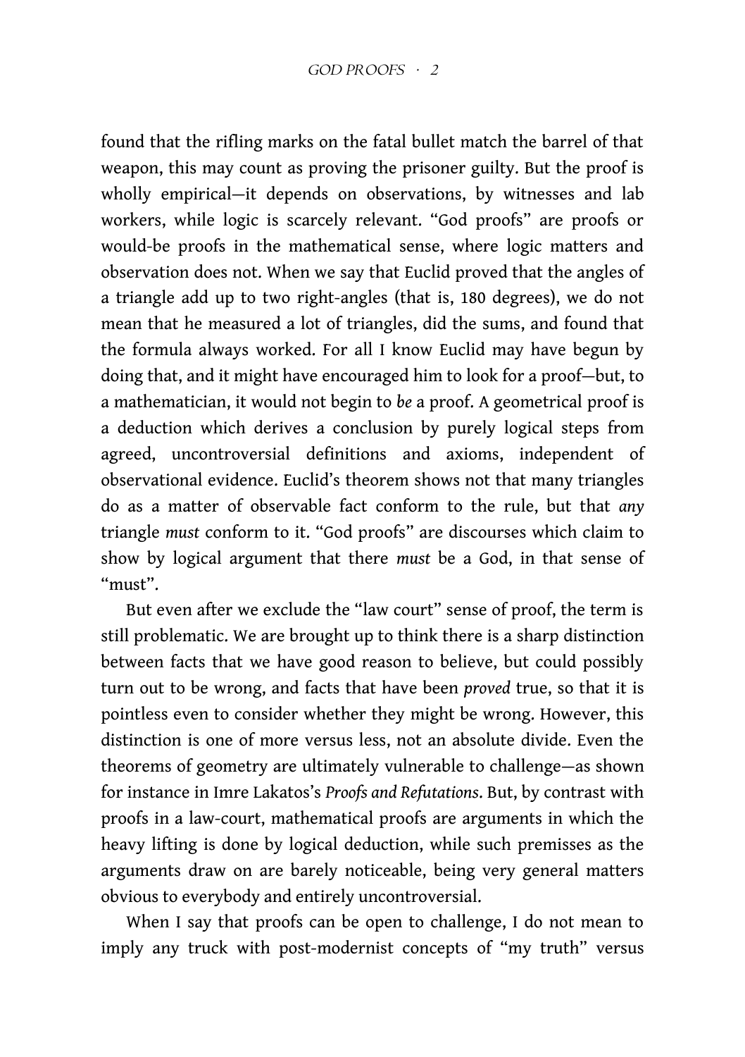found that the rifling marks on the fatal bullet match the barrel of that weapon, this may count as proving the prisoner guilty. But the proof is wholly empirical—it depends on observations, by witnesses and lab workers, while logic is scarcely relevant. "God proofs" are proofs or would-be proofs in the mathematical sense, where logic matters and observation does not. When we say that Euclid proved that the angles of a triangle add up to two right-angles (that is, 180 degrees), we do not mean that he measured a lot of triangles, did the sums, and found that the formula always worked. For all I know Euclid may have begun by doing that, and it might have encouraged him to look for a proof—but, to a mathematician, it would not begin to *be* a proof. A geometrical proof is a deduction which derives a conclusion by purely logical steps from agreed, uncontroversial definitions and axioms, independent of observational evidence. Euclid's theorem shows not that many triangles do as a matter of observable fact conform to the rule, but that *any* triangle *must* conform to it. "God proofs" are discourses which claim to show by logical argument that there *must* be a God, in that sense of "must".

But even after we exclude the "law court" sense of proof, the term is still problematic. We are brought up to think there is a sharp distinction between facts that we have good reason to believe, but could possibly turn out to be wrong, and facts that have been *proved* true, so that it is pointless even to consider whether they might be wrong. However, this distinction is one of more versus less, not an absolute divide. Even the theorems of geometry are ultimately vulnerable to challenge—as shown for instance in Imre Lakatos's *Proofs and Refutations*. But, by contrast with proofs in a law-court, mathematical proofs are arguments in which the heavy lifting is done by logical deduction, while such premisses as the arguments draw on are barely noticeable, being very general matters obvious to everybody and entirely uncontroversial.

When I say that proofs can be open to challenge, I do not mean to imply any truck with post-modernist concepts of "my truth" versus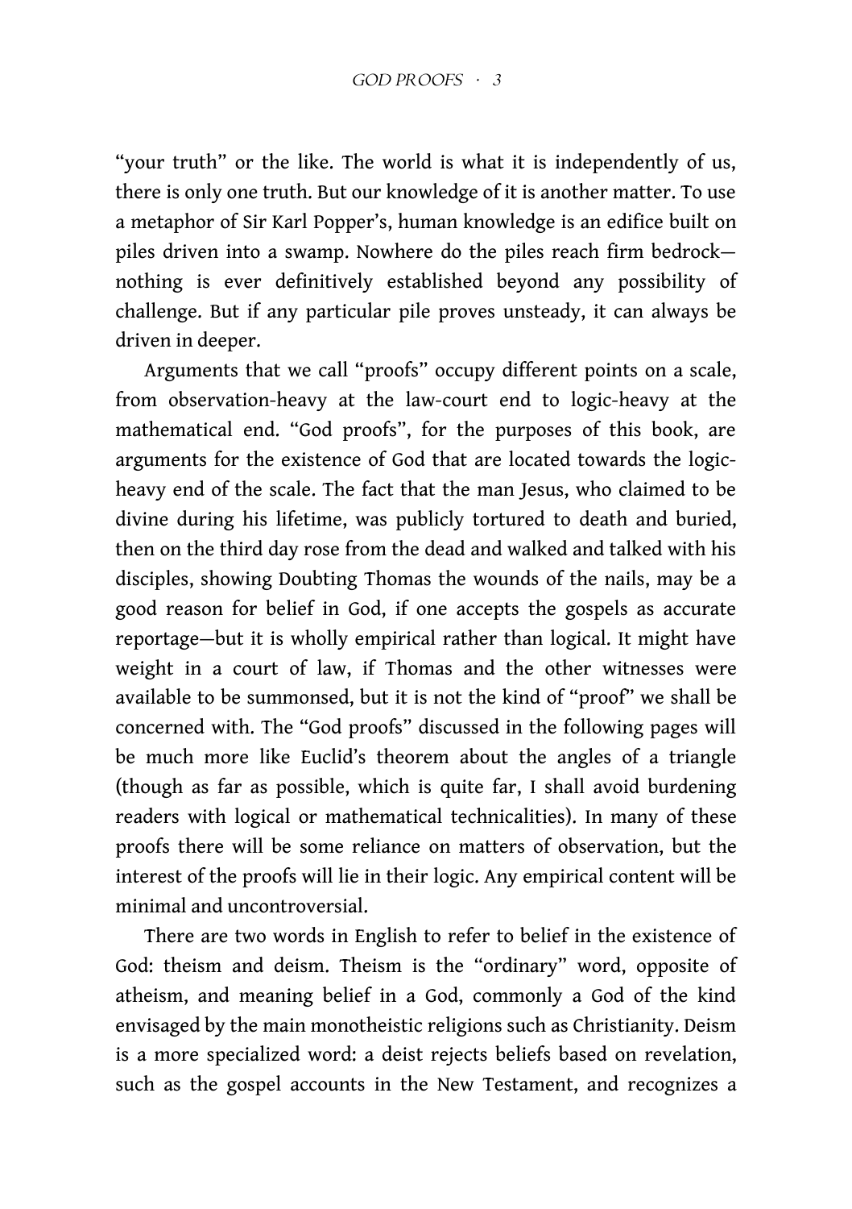"your truth" or the like. The world is what it is independently of us, there is only one truth. But our knowledge of it is another matter. To use a metaphor of Sir Karl Popper's, human knowledge is an edifice built on piles driven into a swamp. Nowhere do the piles reach firm bedrock—nothing is ever definitively established beyond any possibility of challenge. But if any particular pile proves unsteady, it can always be driven in deeper.

Arguments that we call "proofs" occupy different points on a scale, from observation-heavy at the law-court end to logic-heavy at the mathematical end. "God proofs", for the purposes of this book, are arguments for the existence of God that are located towards the logic-heavy end of the scale. The fact that the man Jesus, who claimed to be divine during his lifetime, was publicly tortured to death and buried, then on the third day rose from the dead and walked and talked with his disciples, showing Doubting Thomas the wounds of the nails, may be a good reason for belief in God, if one accepts the gospels as accurate reportage—but it is wholly empirical rather than logical. It might have weight in a court of law, if Thomas and the other witnesses were available to be summonsed, but it is not the kind of "proof" we shall be concerned with. The "God proofs" discussed in the following pages will be much more like Euclid's theorem about the angles of a triangle (though as far as possible, which is quite far, I shall avoid burdening readers with logical or mathematical technicalities). In many of these proofs there will be some reliance on matters of observation, but the interest of the proofs will lie in their logic. Any empirical content will be minimal and uncontroversial.

There are two words in English to refer to belief in the existence of God: theism and deism. Theism is the "ordinary" word, opposite of atheism, and meaning belief in a God, commonly a God of the kind envisaged by the main monotheistic religions such as Christianity. Deism is a more specialized word: a deist rejects beliefs based on revelation, such as the gospel accounts in the New Testament, and recognizes a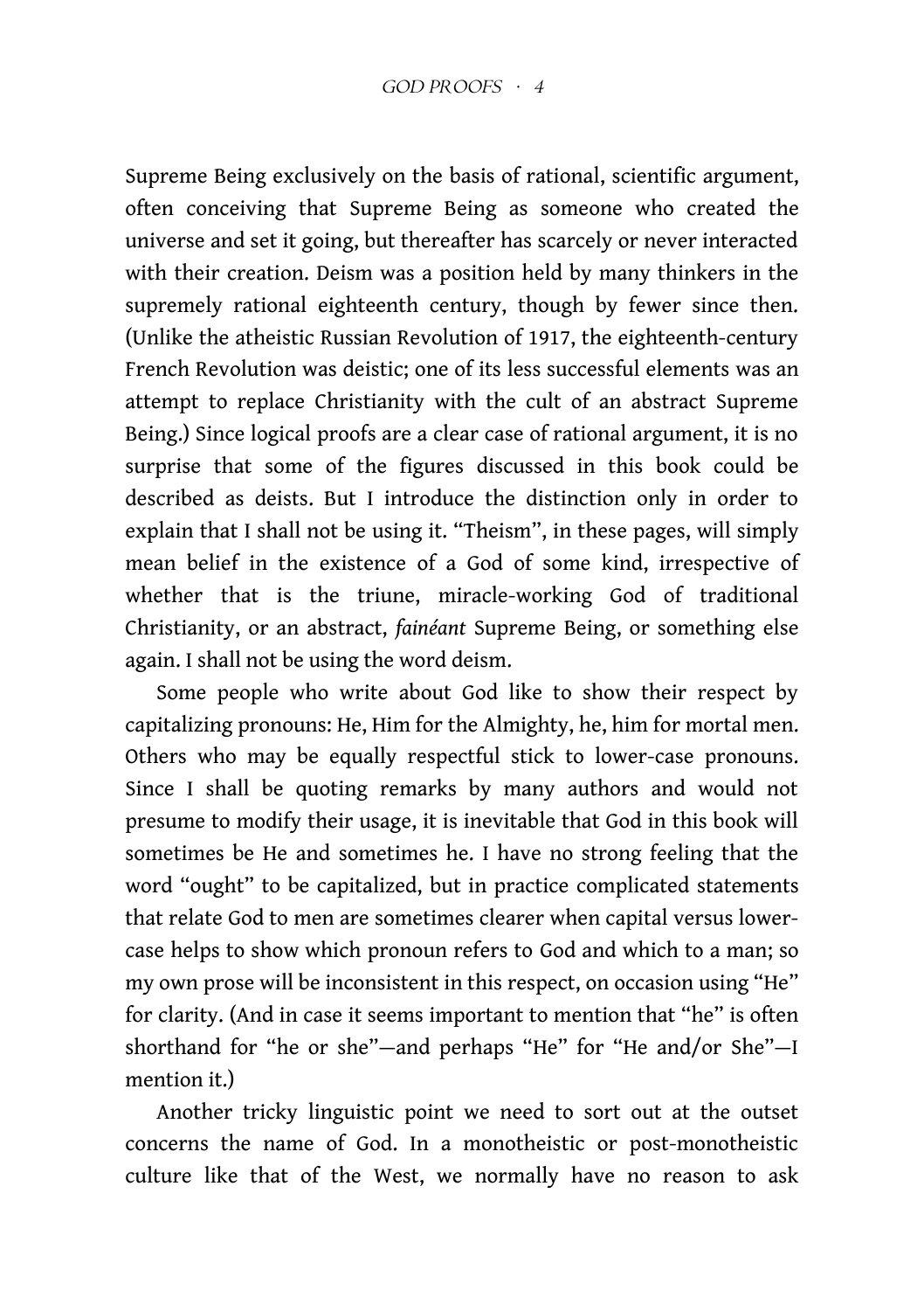Supreme Being exclusively on the basis of rational, scientific argument, often conceiving that Supreme Being as someone who created the universe and set it going, but thereafter has scarcely or never interacted with their creation. Deism was a position held by many thinkers in the supremely rational eighteenth century, though by fewer since then. (Unlike the atheistic Russian Revolution of 1917, the eighteenth-century French Revolution was deistic; one of its less successful elements was an attempt to replace Christianity with the cult of an abstract Supreme Being.) Since logical proofs are a clear case of rational argument, it is no surprise that some of the figures discussed in this book could be described as deists. But I introduce the distinction only in order to explain that I shall not be using it. "Theism", in these pages, will simply mean belief in the existence of a God of some kind, irrespective of whether that is the triune, miracle-working God of traditional Christianity, or an abstract, *fainéant* Supreme Being, or something else again. I shall not be using the word deism.

Some people who write about God like to show their respect by capitalizing pronouns: He, Him for the Almighty, he, him for mortal men. Others who may be equally respectful stick to lower-case pronouns. Since I shall be quoting remarks by many authors and would not presume to modify their usage, it is inevitable that God in this book will sometimes be He and sometimes he. I have no strong feeling that the word "ought" to be capitalized, but in practice complicated statements that relate God to men are sometimes clearer when capital versus lower-case helps to show which pronoun refers to God and which to a man; so my own prose will be inconsistent in this respect, on occasion using "He" for clarity. (And in case it seems important to mention that "he" is often shorthand for "he or she"—and perhaps "He" for "He and/or She"—I mention it.)

Another tricky linguistic point we need to sort out at the outset concerns the name of God. In a monotheistic or post-monotheistic culture like that of the West, we normally have no reason to ask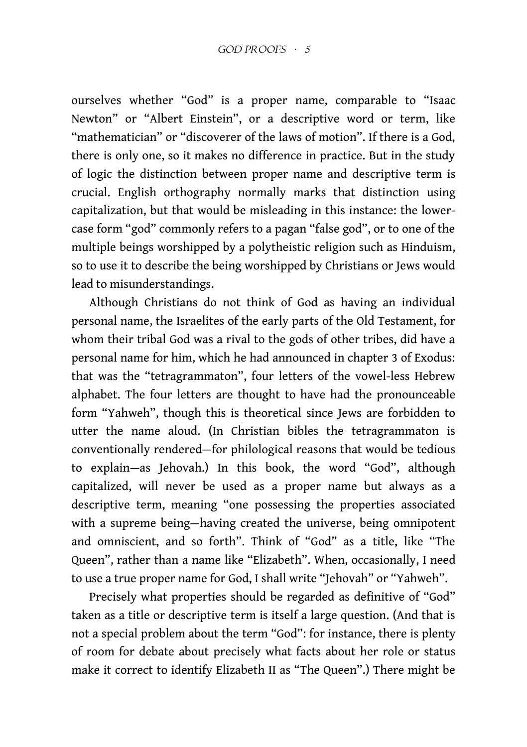ourselves whether "God" is a proper name, comparable to "Isaac Newton" or "Albert Einstein", or a descriptive word or term, like "mathematician" or "discoverer of the laws of motion". If there is a God, there is only one, so it makes no difference in practice. But in the study of logic the distinction between proper name and descriptive term is crucial. English orthography normally marks that distinction using capitalization, but that would be misleading in this instance: the lower-case form "god" commonly refers to a pagan "false god", or to one of the multiple beings worshipped by a polytheistic religion such as Hinduism, so to use it to describe the being worshipped by Christians or Jews would lead to misunderstandings.

Although Christians do not think of God as having an individual personal name, the Israelites of the early parts of the Old Testament, for whom their tribal God was a rival to the gods of other tribes, did have a personal name for him, which he had announced in chapter 3 of Exodus: that was the "tetragrammaton", four letters of the vowel-less Hebrew alphabet. The four letters are thought to have had the pronounceable form "Yahweh", though this is theoretical since Jews are forbidden to utter the name aloud. (In Christian bibles the tetragrammaton is conventionally rendered—for philological reasons that would be tedious to explain—as Jehovah.) In this book, the word "God", although capitalized, will never be used as a proper name but always as a descriptive term, meaning "one possessing the properties associated with a supreme being—having created the universe, being omnipotent and omniscient, and so forth". Think of "God" as a title, like "The Queen", rather than a name like "Elizabeth". When, occasionally, I need to use a true proper name for God, I shall write "Jehovah" or "Yahweh".

Precisely what properties should be regarded as definitive of "God" taken as a title or descriptive term is itself a large question. (And that is not a special problem about the term "God": for instance, there is plenty of room for debate about precisely what facts about her role or status make it correct to identify Elizabeth II as "The Queen".) There might be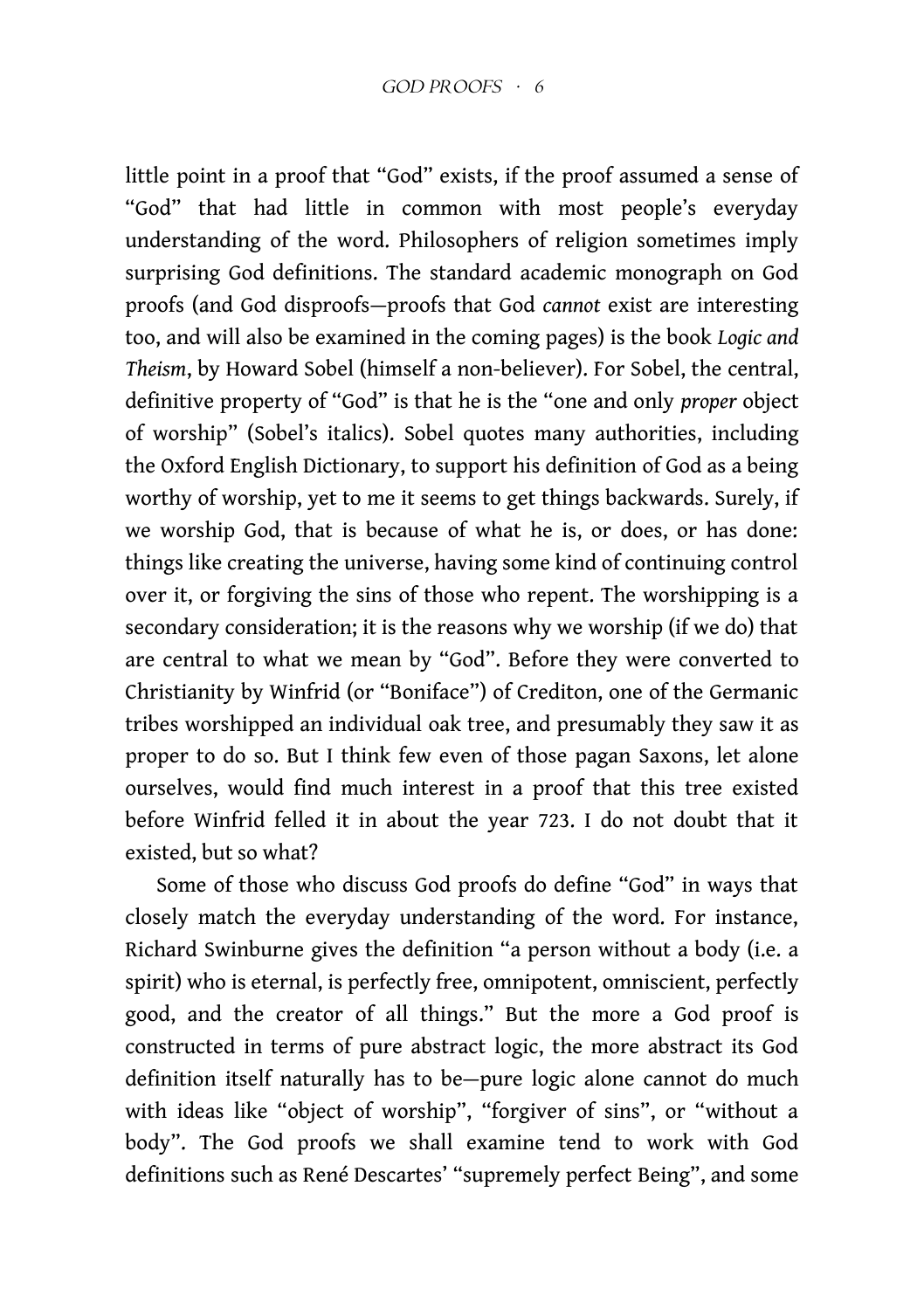little point in a proof that "God" exists, if the proof assumed a sense of "God" that had little in common with most people's everyday understanding of the word. Philosophers of religion sometimes imply surprising God definitions. The standard academic monograph on God proofs (and God disproofs—proofs that God *cannot* exist are interesting too, and will also be examined in the coming pages) is the book *Logic and Theism*, by Howard Sobel (himself a non-believer). For Sobel, the central, definitive property of "God" is that he is the "one and only *proper* object of worship" (Sobel's italics). Sobel quotes many authorities, including the Oxford English Dictionary, to support his definition of God as a being worthy of worship, yet to me it seems to get things backwards. Surely, if we worship God, that is because of what he is, or does, or has done: things like creating the universe, having some kind of continuing control over it, or forgiving the sins of those who repent. The worshipping is a secondary consideration; it is the reasons why we worship (if we do) that are central to what we mean by "God". Before they were converted to Christianity by Winfrid (or "Boniface") of Crediton, one of the Germanic tribes worshipped an individual oak tree, and presumably they saw it as proper to do so. But I think few even of those pagan Saxons, let alone ourselves, would find much interest in a proof that this tree existed before Winfrid felled it in about the year 723. I do not doubt that it existed, but so what?

Some of those who discuss God proofs do define "God" in ways that closely match the everyday understanding of the word. For instance, Richard Swinburne gives the definition "a person without a body (i.e. a spirit) who is eternal, is perfectly free, omnipotent, omniscient, perfectly good, and the creator of all things." But the more a God proof is constructed in terms of pure abstract logic, the more abstract its God definition itself naturally has to be—pure logic alone cannot do much with ideas like "object of worship", "forgiver of sins", or "without a body". The God proofs we shall examine tend to work with God definitions such as René Descartes' "supremely perfect Being", and some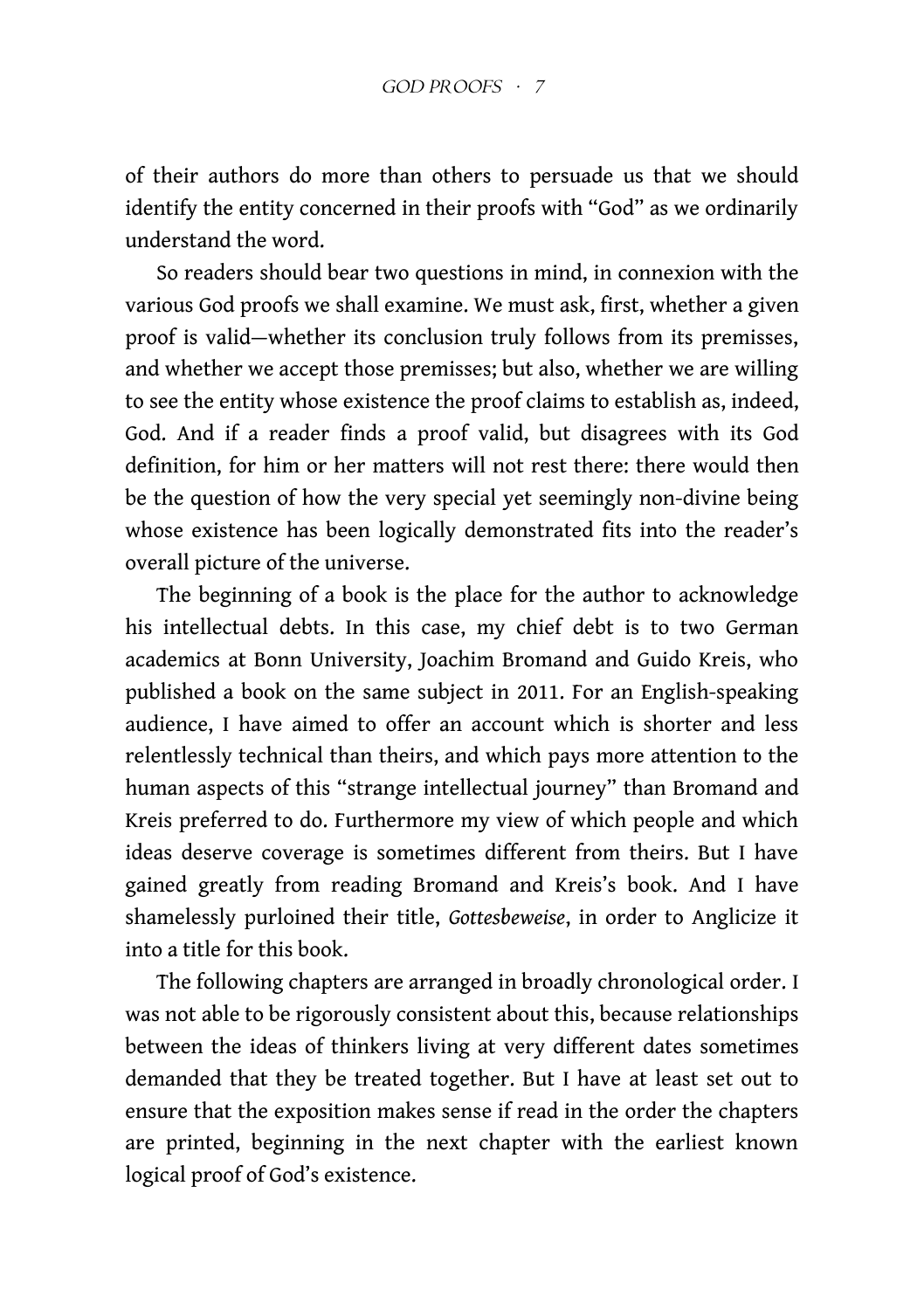of their authors do more than others to persuade us that we should identify the entity concerned in their proofs with "God" as we ordinarily understand the word.

So readers should bear two questions in mind, in connexion with the various God proofs we shall examine. We must ask, first, whether a given proof is valid—whether its conclusion truly follows from its premisses, and whether we accept those premisses; but also, whether we are willing to see the entity whose existence the proof claims to establish as, indeed, God. And if a reader finds a proof valid, but disagrees with its God definition, for him or her matters will not rest there: there would then be the question of how the very special yet seemingly non-divine being whose existence has been logically demonstrated fits into the reader's overall picture of the universe.

The beginning of a book is the place for the author to acknowledge his intellectual debts. In this case, my chief debt is to two German academics at Bonn University, Joachim Bromand and Guido Kreis, who published a book on the same subject in 2011. For an English-speaking audience, I have aimed to offer an account which is shorter and less relentlessly technical than theirs, and which pays more attention to the human aspects of this "strange intellectual journey" than Bromand and Kreis preferred to do. Furthermore my view of which people and which ideas deserve coverage is sometimes different from theirs. But I have gained greatly from reading Bromand and Kreis's book. And I have shamelessly purloined their title, *Gottesbeweise*, in order to Anglicize it into a title for this book.

The following chapters are arranged in broadly chronological order. I was not able to be rigorously consistent about this, because relationships between the ideas of thinkers living at very different dates sometimes demanded that they be treated together. But I have at least set out to ensure that the exposition makes sense if read in the order the chapters are printed, beginning in the next chapter with the earliest known logical proof of God's existence.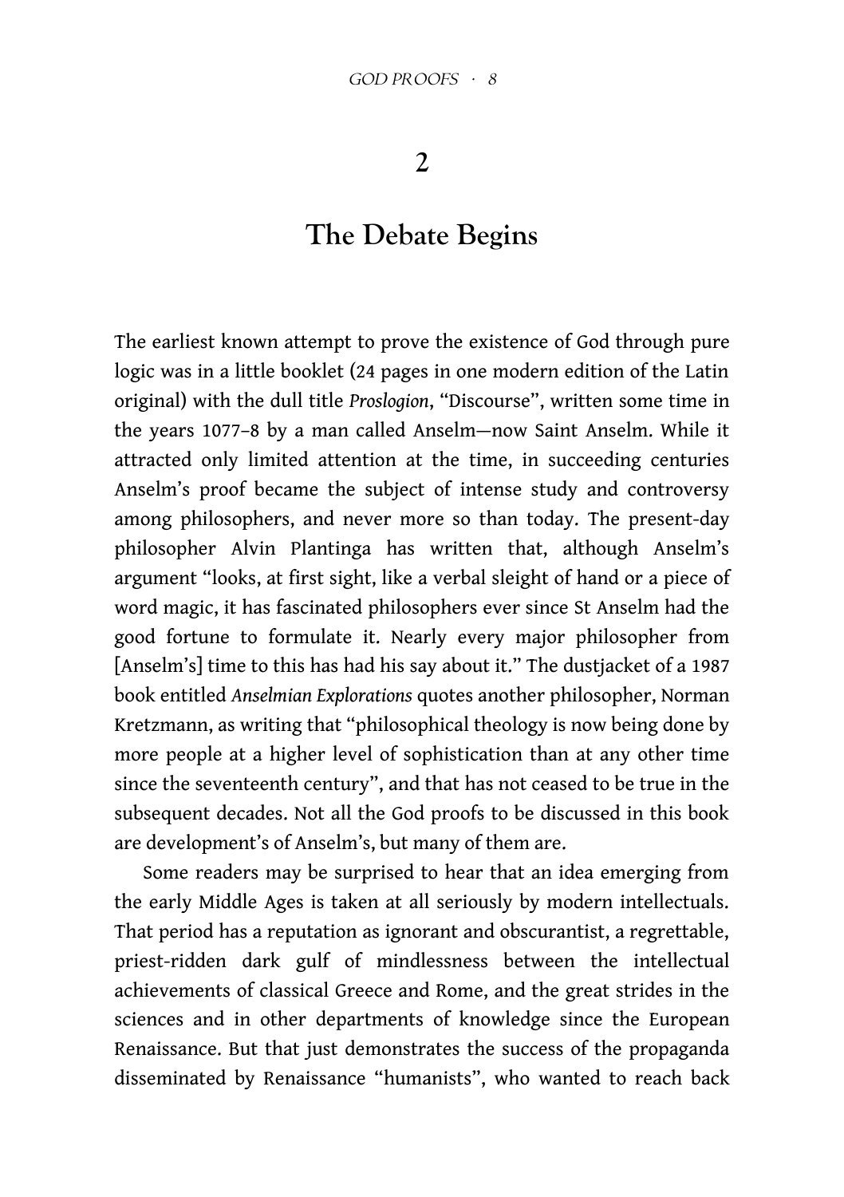# 2

# The Debate Begins

The earliest known attempt to prove the existence of God through pure logic was in a little booklet (24 pages in one modern edition of the Latin original) with the dull title *Proslogion*, "Discourse", written some time in the years 1077–8 by a man called Anselm—now Saint Anselm. While it attracted only limited attention at the time, in succeeding centuries Anselm's proof became the subject of intense study and controversy among philosophers, and never more so than today. The present-day philosopher Alvin Plantinga has written that, although Anselm's argument "looks, at first sight, like a verbal sleight of hand or a piece of word magic, it has fascinated philosophers ever since St Anselm had the good fortune to formulate it. Nearly every major philosopher from [Anselm's] time to this has had his say about it." The dustjacket of a 1987 book entitled *Anselmian Explorations* quotes another philosopher, Norman Kretzmann, as writing that "philosophical theology is now being done by more people at a higher level of sophistication than at any other time since the seventeenth century", and that has not ceased to be true in the subsequent decades. Not all the God proofs to be discussed in this book are development's of Anselm's, but many of them are.

Some readers may be surprised to hear that an idea emerging from the early Middle Ages is taken at all seriously by modern intellectuals. That period has a reputation as ignorant and obscurantist, a regrettable, priest-ridden dark gulf of mindlessness between the intellectual achievements of classical Greece and Rome, and the great strides in the sciences and in other departments of knowledge since the European Renaissance. But that just demonstrates the success of the propaganda disseminated by Renaissance "humanists", who wanted to reach back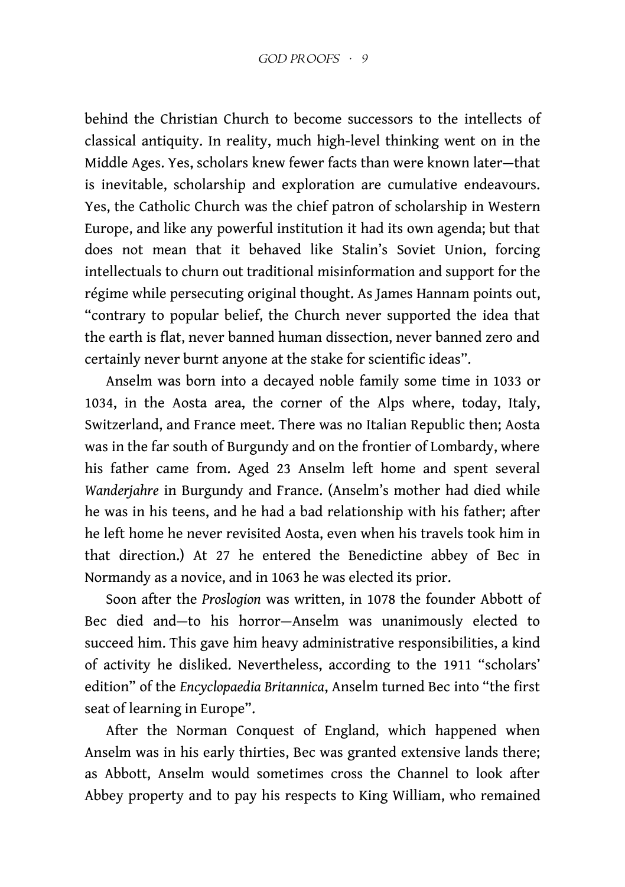behind the Christian Church to become successors to the intellects of classical antiquity. In reality, much high-level thinking went on in the Middle Ages. Yes, scholars knew fewer facts than were known later—that is inevitable, scholarship and exploration are cumulative endeavours. Yes, the Catholic Church was the chief patron of scholarship in Western Europe, and like any powerful institution it had its own agenda; but that does not mean that it behaved like Stalin's Soviet Union, forcing intellectuals to churn out traditional misinformation and support for the régime while persecuting original thought. As James Hannam points out, "contrary to popular belief, the Church never supported the idea that the earth is flat, never banned human dissection, never banned zero and certainly never burnt anyone at the stake for scientific ideas".

Anselm was born into a decayed noble family some time in 1033 or 1034, in the Aosta area, the corner of the Alps where, today, Italy, Switzerland, and France meet. There was no Italian Republic then; Aosta was in the far south of Burgundy and on the frontier of Lombardy, where his father came from. Aged 23 Anselm left home and spent several *Wanderjahre* in Burgundy and France. (Anselm's mother had died while he was in his teens, and he had a bad relationship with his father; after he left home he never revisited Aosta, even when his travels took him in that direction.) At 27 he entered the Benedictine abbey of Bec in Normandy as a novice, and in 1063 he was elected its prior.

Soon after the *Proslogion* was written, in 1078 the founder Abbott of Bec died and—to his horror—Anselm was unanimously elected to succeed him. This gave him heavy administrative responsibilities, a kind of activity he disliked. Nevertheless, according to the 1911 "scholars' edition" of the *Encyclopaedia Britannica*, Anselm turned Bec into "the first seat of learning in Europe".

After the Norman Conquest of England, which happened when Anselm was in his early thirties, Bec was granted extensive lands there; as Abbott, Anselm would sometimes cross the Channel to look after Abbey property and to pay his respects to King William, who remained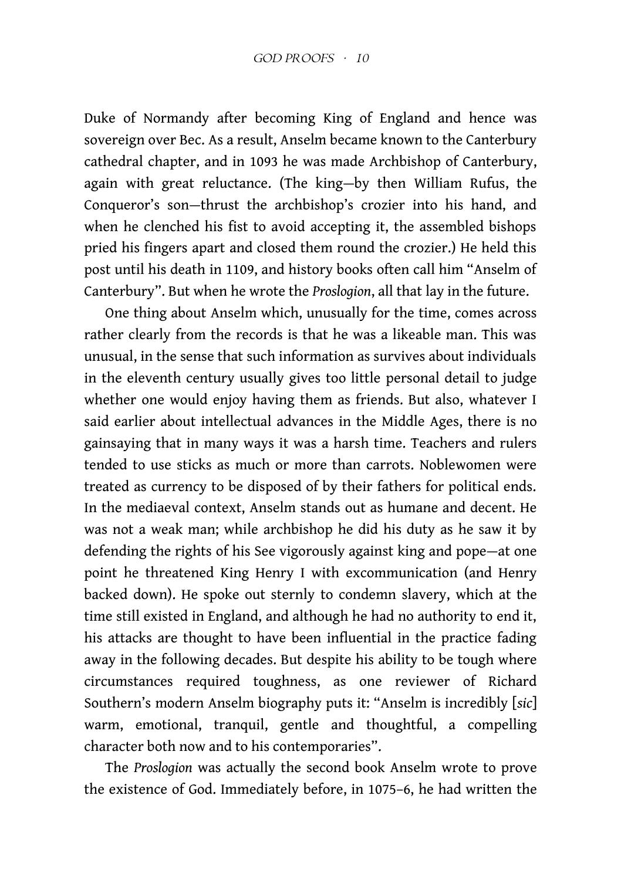Duke of Normandy after becoming King of England and hence was sovereign over Bec. As a result, Anselm became known to the Canterbury cathedral chapter, and in 1093 he was made Archbishop of Canterbury, again with great reluctance. (The king—by then William Rufus, the Conqueror's son—thrust the archbishop's crozier into his hand, and when he clenched his fist to avoid accepting it, the assembled bishops pried his fingers apart and closed them round the crozier.) He held this post until his death in 1109, and history books often call him "Anselm of Canterbury". But when he wrote the *Proslogion*, all that lay in the future.

One thing about Anselm which, unusually for the time, comes across rather clearly from the records is that he was a likeable man. This was unusual, in the sense that such information as survives about individuals in the eleventh century usually gives too little personal detail to judge whether one would enjoy having them as friends. But also, whatever I said earlier about intellectual advances in the Middle Ages, there is no gainsaying that in many ways it was a harsh time. Teachers and rulers tended to use sticks as much or more than carrots. Noblewomen were treated as currency to be disposed of by their fathers for political ends. In the mediaeval context, Anselm stands out as humane and decent. He was not a weak man; while archbishop he did his duty as he saw it by defending the rights of his See vigorously against king and pope—at one point he threatened King Henry I with excommunication (and Henry backed down). He spoke out sternly to condemn slavery, which at the time still existed in England, and although he had no authority to end it, his attacks are thought to have been influential in the practice fading away in the following decades. But despite his ability to be tough where circumstances required toughness, as one reviewer of Richard Southern's modern Anselm biography puts it: "Anselm is incredibly [*sic*] warm, emotional, tranquil, gentle and thoughtful, a compelling character both now and to his contemporaries".

The *Proslogion* was actually the second book Anselm wrote to prove the existence of God. Immediately before, in 1075–6, he had written the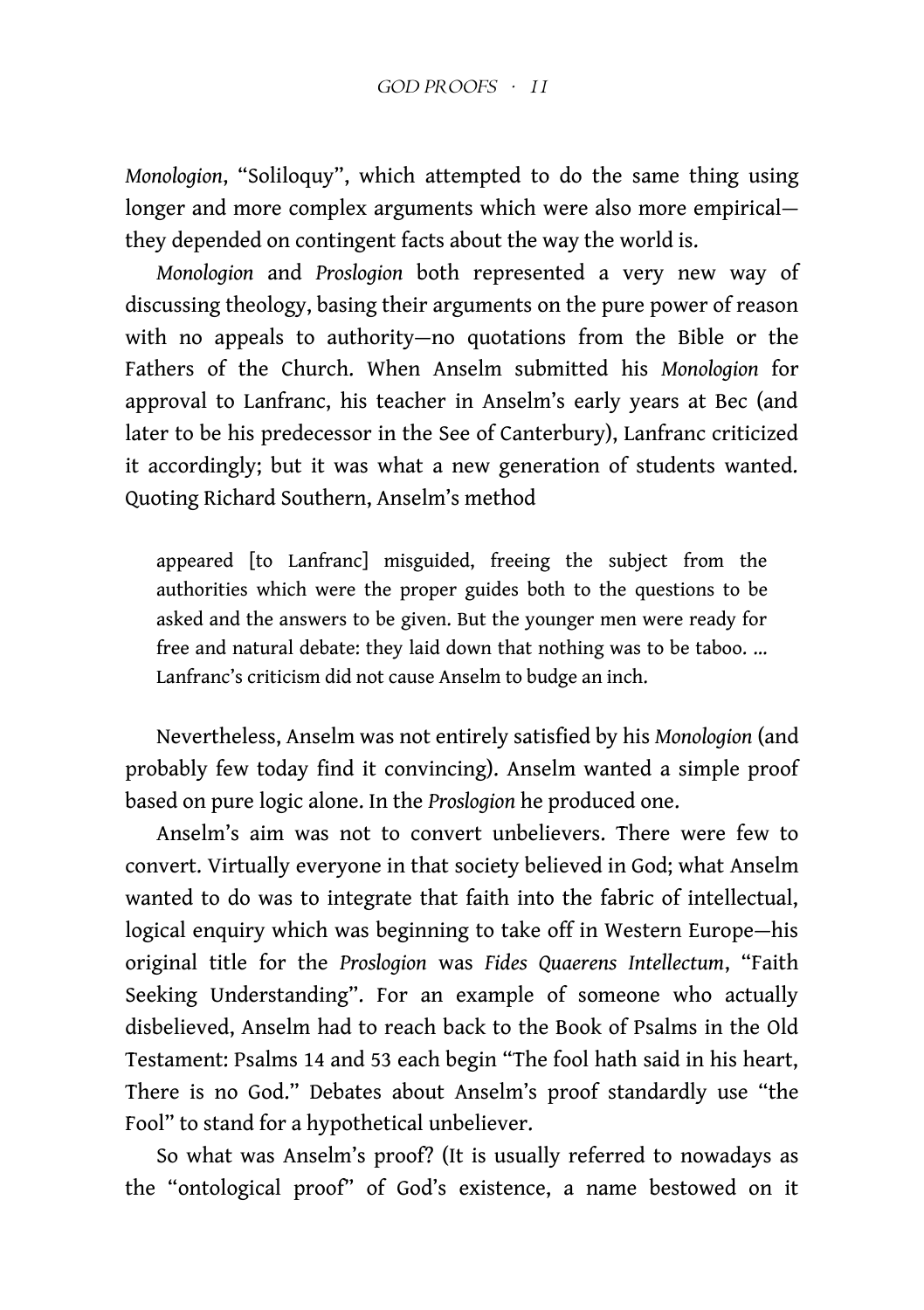*Monologion*, "Soliloquy", which attempted to do the same thing using longer and more complex arguments which were also more empirical—they depended on contingent facts about the way the world is.

*Monologion* and *Proslogion* both represented a very new way of discussing theology, basing their arguments on the pure power of reason with no appeals to authority—no quotations from the Bible or the Fathers of the Church. When Anselm submitted his *Monologion* for approval to Lanfranc, his teacher in Anselm's early years at Bec (and later to be his predecessor in the See of Canterbury), Lanfranc criticized it accordingly; but it was what a new generation of students wanted. Quoting Richard Southern, Anselm's method

> appeared [to Lanfranc] misguided, freeing the subject from the authorities which were the proper guides both to the questions to be asked and the answers to be given. But the younger men were ready for free and natural debate: they laid down that nothing was to be taboo. ... Lanfranc's criticism did not cause Anselm to budge an inch.

Nevertheless, Anselm was not entirely satisfied by his *Monologion* (and probably few today find it convincing). Anselm wanted a simple proof based on pure logic alone. In the *Proslogion* he produced one.

Anselm's aim was not to convert unbelievers. There were few to convert. Virtually everyone in that society believed in God; what Anselm wanted to do was to integrate that faith into the fabric of intellectual, logical enquiry which was beginning to take off in Western Europe—his original title for the *Proslogion* was *Fides Quaerens Intellectum*, "Faith Seeking Understanding". For an example of someone who actually disbelieved, Anselm had to reach back to the Book of Psalms in the Old Testament: Psalms 14 and 53 each begin "The fool hath said in his heart, There is no God." Debates about Anselm's proof standardly use "the Fool" to stand for a hypothetical unbeliever.

So what was Anselm's proof? (It is usually referred to nowadays as the "ontological proof" of God's existence, a name bestowed on it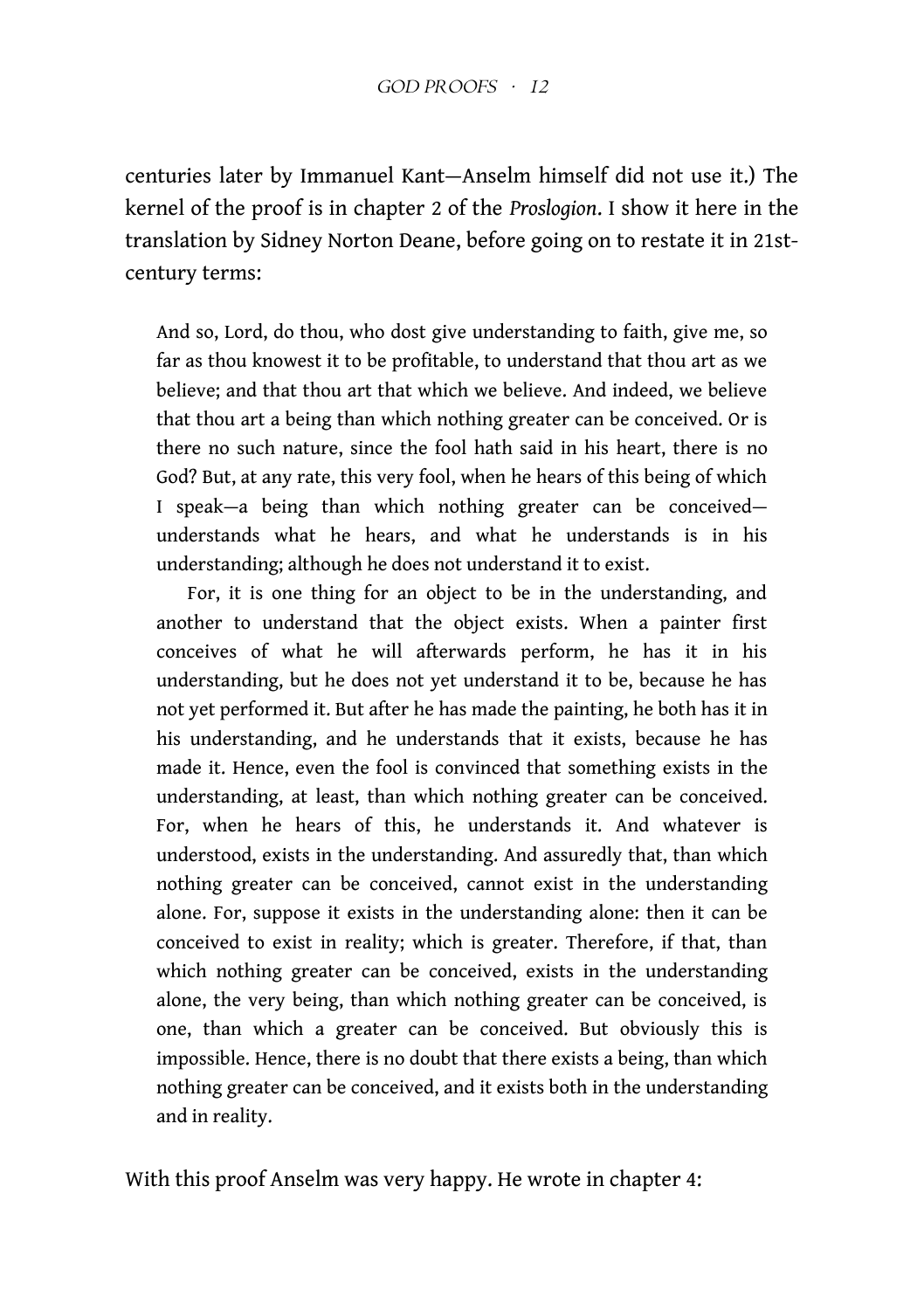centuries later by Immanuel Kant—Anselm himself did not use it.) The kernel of the proof is in chapter 2 of the *Proslogion*. I show it here in the translation by Sidney Norton Deane, before going on to restate it in 21st-century terms:

> And so, Lord, do thou, who dost give understanding to faith, give me, so far as thou knowest it to be profitable, to understand that thou art as we believe; and that thou art that which we believe. And indeed, we believe that thou art a being than which nothing greater can be conceived. Or is there no such nature, since the fool hath said in his heart, there is no God? But, at any rate, this very fool, when he hears of this being of which I speak—a being than which nothing greater can be conceived—understands what he hears, and what he understands is in his understanding; although he does not understand it to exist.
>
> For, it is one thing for an object to be in the understanding, and another to understand that the object exists. When a painter first conceives of what he will afterwards perform, he has it in his understanding, but he does not yet understand it to be, because he has not yet performed it. But after he has made the painting, he both has it in his understanding, and he understands that it exists, because he has made it. Hence, even the fool is convinced that something exists in the understanding, at least, than which nothing greater can be conceived. For, when he hears of this, he understands it. And whatever is understood, exists in the understanding. And assuredly that, than which nothing greater can be conceived, cannot exist in the understanding alone. For, suppose it exists in the understanding alone: then it can be conceived to exist in reality; which is greater. Therefore, if that, than which nothing greater can be conceived, exists in the understanding alone, the very being, than which nothing greater can be conceived, is one, than which a greater can be conceived. But obviously this is impossible. Hence, there is no doubt that there exists a being, than which nothing greater can be conceived, and it exists both in the understanding and in reality.

With this proof Anselm was very happy. He wrote in chapter 4: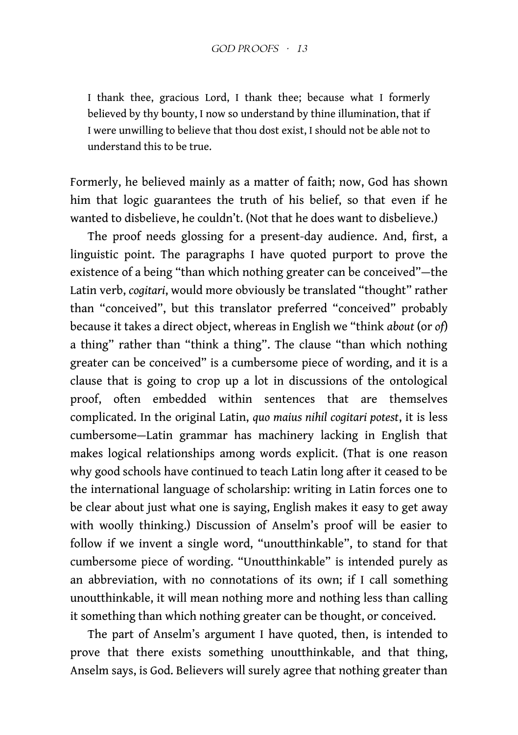> I thank thee, gracious Lord, I thank thee; because what I formerly believed by thy bounty, I now so understand by thine illumination, that if I were unwilling to believe that thou dost exist, I should not be able not to understand this to be true.

Formerly, he believed mainly as a matter of faith; now, God has shown him that logic guarantees the truth of his belief, so that even if he wanted to disbelieve, he couldn't. (Not that he does want to disbelieve.)

The proof needs glossing for a present-day audience. And, first, a linguistic point. The paragraphs I have quoted purport to prove the existence of a being "than which nothing greater can be conceived"—the Latin verb, *cogitari*, would more obviously be translated "thought" rather than "conceived", but this translator preferred "conceived" probably because it takes a direct object, whereas in English we "think *about* (or *of*) a thing" rather than "think a thing". The clause "than which nothing greater can be conceived" is a cumbersome piece of wording, and it is a clause that is going to crop up a lot in discussions of the ontological proof, often embedded within sentences that are themselves complicated. In the original Latin, *quo maius nihil cogitari potest*, it is less cumbersome—Latin grammar has machinery lacking in English that makes logical relationships among words explicit. (That is one reason why good schools have continued to teach Latin long after it ceased to be the international language of scholarship: writing in Latin forces one to be clear about just what one is saying, English makes it easy to get away with woolly thinking.) Discussion of Anselm's proof will be easier to follow if we invent a single word, "unoutthinkable", to stand for that cumbersome piece of wording. "Unoutthinkable" is intended purely as an abbreviation, with no connotations of its own; if I call something unoutthinkable, it will mean nothing more and nothing less than calling it something than which nothing greater can be thought, or conceived.

The part of Anselm's argument I have quoted, then, is intended to prove that there exists something unoutthinkable, and that thing, Anselm says, is God. Believers will surely agree that nothing greater than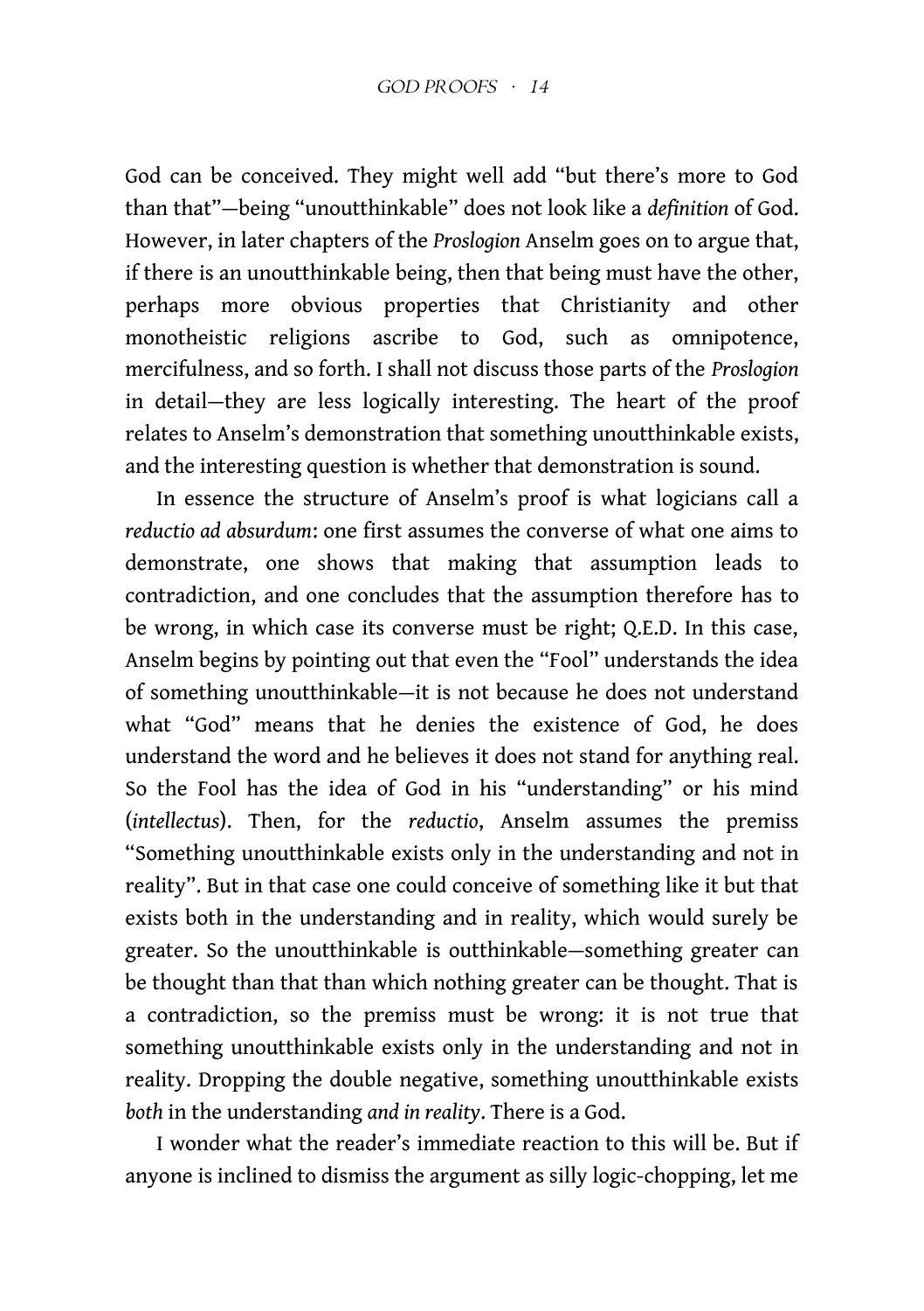God can be conceived. They might well add "but there's more to God than that"—being "unoutthinkable" does not look like a *definition* of God. However, in later chapters of the *Proslogion* Anselm goes on to argue that, if there is an unoutthinkable being, then that being must have the other, perhaps more obvious properties that Christianity and other monotheistic religions ascribe to God, such as omnipotence, mercifulness, and so forth. I shall not discuss those parts of the *Proslogion* in detail—they are less logically interesting. The heart of the proof relates to Anselm's demonstration that something unoutthinkable exists, and the interesting question is whether that demonstration is sound.

In essence the structure of Anselm's proof is what logicians call a *reductio ad absurdum*: one first assumes the converse of what one aims to demonstrate, one shows that making that assumption leads to contradiction, and one concludes that the assumption therefore has to be wrong, in which case its converse must be right; Q.E.D. In this case, Anselm begins by pointing out that even the "Fool" understands the idea of something unoutthinkable—it is not because he does not understand what "God" means that he denies the existence of God, he does understand the word and he believes it does not stand for anything real. So the Fool has the idea of God in his "understanding" or his mind (*intellectus*). Then, for the *reductio*, Anselm assumes the premiss "Something unoutthinkable exists only in the understanding and not in reality". But in that case one could conceive of something like it but that exists both in the understanding and in reality, which would surely be greater. So the unoutthinkable is outthinkable—something greater can be thought than that than which nothing greater can be thought. That is a contradiction, so the premiss must be wrong: it is not true that something unoutthinkable exists only in the understanding and not in reality. Dropping the double negative, something unoutthinkable exists *both* in the understanding *and in reality*. There is a God.

I wonder what the reader's immediate reaction to this will be. But if anyone is inclined to dismiss the argument as silly logic-chopping, let me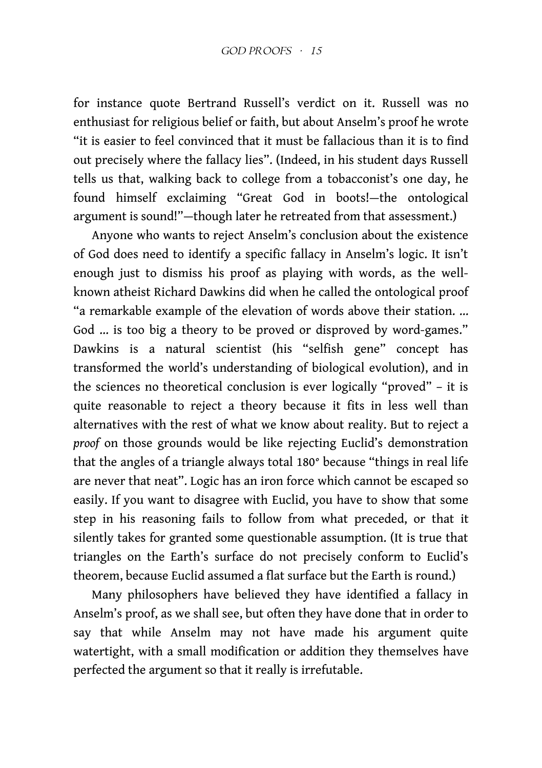for instance quote Bertrand Russell's verdict on it. Russell was no enthusiast for religious belief or faith, but about Anselm's proof he wrote "it is easier to feel convinced that it must be fallacious than it is to find out precisely where the fallacy lies". (Indeed, in his student days Russell tells us that, walking back to college from a tobacconist's one day, he found himself exclaiming "Great God in boots!—the ontological argument is sound!"—though later he retreated from that assessment.)

Anyone who wants to reject Anselm's conclusion about the existence of God does need to identify a specific fallacy in Anselm's logic. It isn't enough just to dismiss his proof as playing with words, as the well-known atheist Richard Dawkins did when he called the ontological proof "a remarkable example of the elevation of words above their station. … God … is too big a theory to be proved or disproved by word-games." Dawkins is a natural scientist (his "selfish gene" concept has transformed the world's understanding of biological evolution), and in the sciences no theoretical conclusion is ever logically "proved" – it is quite reasonable to reject a theory because it fits in less well than alternatives with the rest of what we know about reality. But to reject a *proof* on those grounds would be like rejecting Euclid's demonstration that the angles of a triangle always total 180° because "things in real life are never that neat". Logic has an iron force which cannot be escaped so easily. If you want to disagree with Euclid, you have to show that some step in his reasoning fails to follow from what preceded, or that it silently takes for granted some questionable assumption. (It is true that triangles on the Earth's surface do not precisely conform to Euclid's theorem, because Euclid assumed a flat surface but the Earth is round.)

Many philosophers have believed they have identified a fallacy in Anselm's proof, as we shall see, but often they have done that in order to say that while Anselm may not have made his argument quite watertight, with a small modification or addition they themselves have perfected the argument so that it really is irrefutable.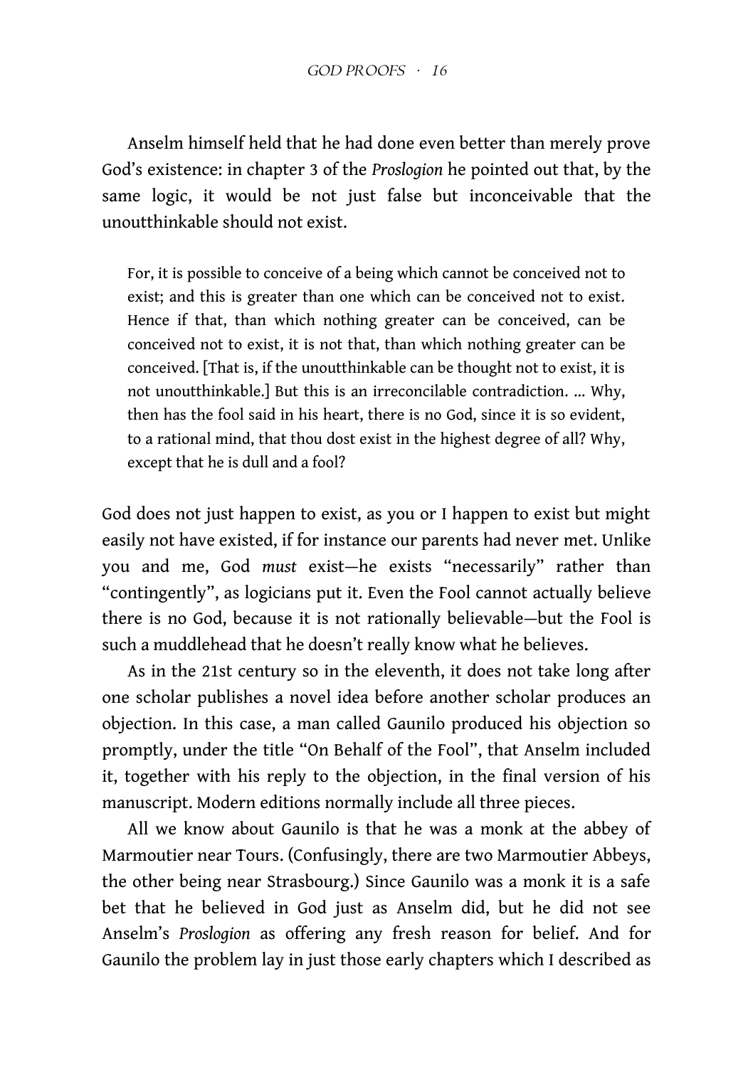Anselm himself held that he had done even better than merely prove God's existence: in chapter 3 of the *Proslogion* he pointed out that, by the same logic, it would be not just false but inconceivable that the unoutthinkable should not exist.

> For, it is possible to conceive of a being which cannot be conceived not to exist; and this is greater than one which can be conceived not to exist. Hence if that, than which nothing greater can be conceived, can be conceived not to exist, it is not that, than which nothing greater can be conceived. [That is, if the unoutthinkable can be thought not to exist, it is not unoutthinkable.] But this is an irreconcilable contradiction. ... Why, then has the fool said in his heart, there is no God, since it is so evident, to a rational mind, that thou dost exist in the highest degree of all? Why, except that he is dull and a fool?

God does not just happen to exist, as you or I happen to exist but might easily not have existed, if for instance our parents had never met. Unlike you and me, God *must* exist—he exists "necessarily" rather than "contingently", as logicians put it. Even the Fool cannot actually believe there is no God, because it is not rationally believable—but the Fool is such a muddlehead that he doesn't really know what he believes.

As in the 21st century so in the eleventh, it does not take long after one scholar publishes a novel idea before another scholar produces an objection. In this case, a man called Gaunilo produced his objection so promptly, under the title "On Behalf of the Fool", that Anselm included it, together with his reply to the objection, in the final version of his manuscript. Modern editions normally include all three pieces.

All we know about Gaunilo is that he was a monk at the abbey of Marmoutier near Tours. (Confusingly, there are two Marmoutier Abbeys, the other being near Strasbourg.) Since Gaunilo was a monk it is a safe bet that he believed in God just as Anselm did, but he did not see Anselm's *Proslogion* as offering any fresh reason for belief. And for Gaunilo the problem lay in just those early chapters which I described as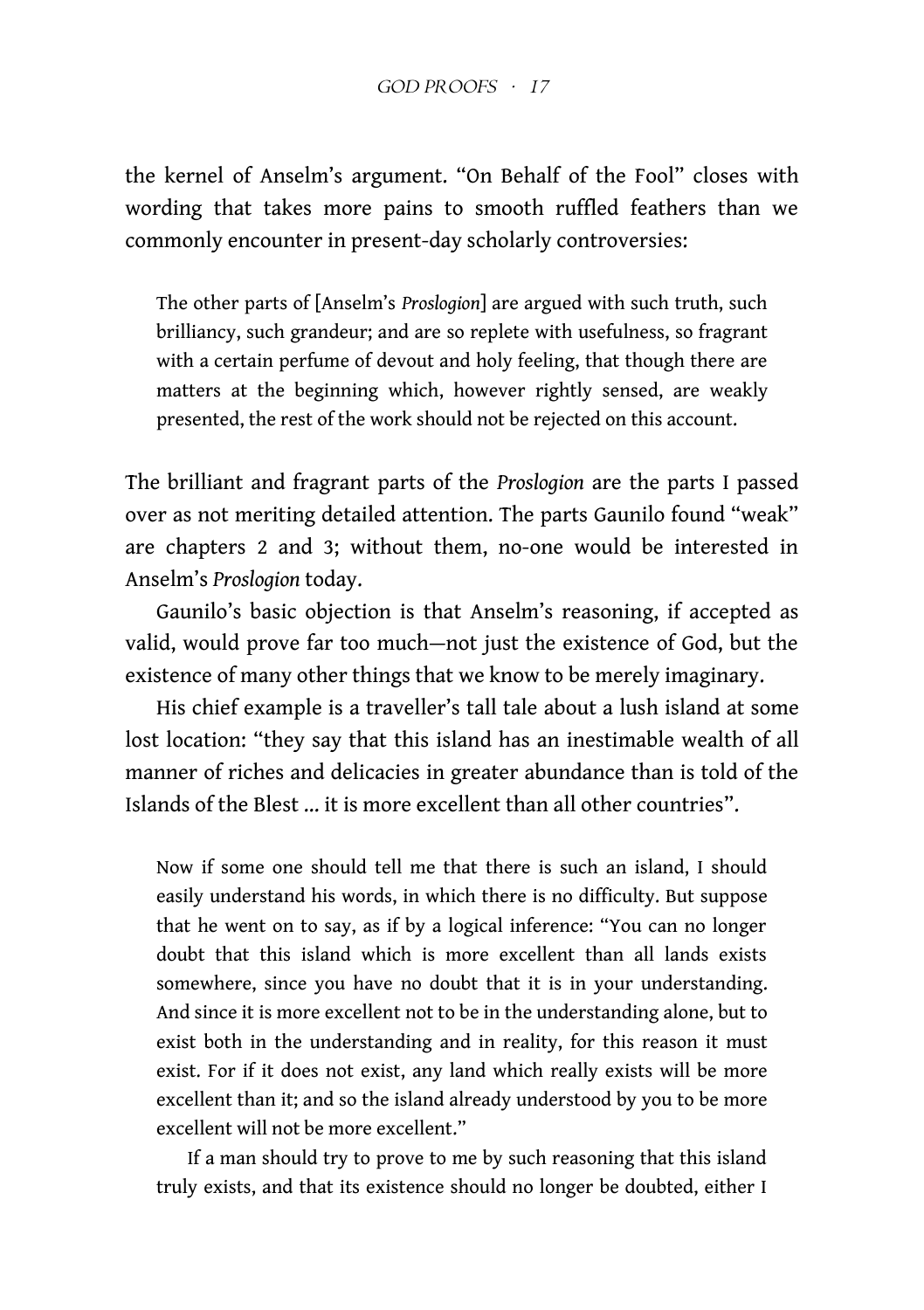the kernel of Anselm's argument. "On Behalf of the Fool" closes with wording that takes more pains to smooth ruffled feathers than we commonly encounter in present-day scholarly controversies:

> The other parts of [Anselm's *Proslogion*] are argued with such truth, such brilliancy, such grandeur; and are so replete with usefulness, so fragrant with a certain perfume of devout and holy feeling, that though there are matters at the beginning which, however rightly sensed, are weakly presented, the rest of the work should not be rejected on this account.

The brilliant and fragrant parts of the *Proslogion* are the parts I passed over as not meriting detailed attention. The parts Gaunilo found "weak" are chapters 2 and 3; without them, no-one would be interested in Anselm's *Proslogion* today.

Gaunilo's basic objection is that Anselm's reasoning, if accepted as valid, would prove far too much—not just the existence of God, but the existence of many other things that we know to be merely imaginary.

His chief example is a traveller's tall tale about a lush island at some lost location: "they say that this island has an inestimable wealth of all manner of riches and delicacies in greater abundance than is told of the Islands of the Blest ... it is more excellent than all other countries".

> Now if some one should tell me that there is such an island, I should easily understand his words, in which there is no difficulty. But suppose that he went on to say, as if by a logical inference: "You can no longer doubt that this island which is more excellent than all lands exists somewhere, since you have no doubt that it is in your understanding. And since it is more excellent not to be in the understanding alone, but to exist both in the understanding and in reality, for this reason it must exist. For if it does not exist, any land which really exists will be more excellent than it; and so the island already understood by you to be more excellent will not be more excellent."
>
> If a man should try to prove to me by such reasoning that this island truly exists, and that its existence should no longer be doubted, either I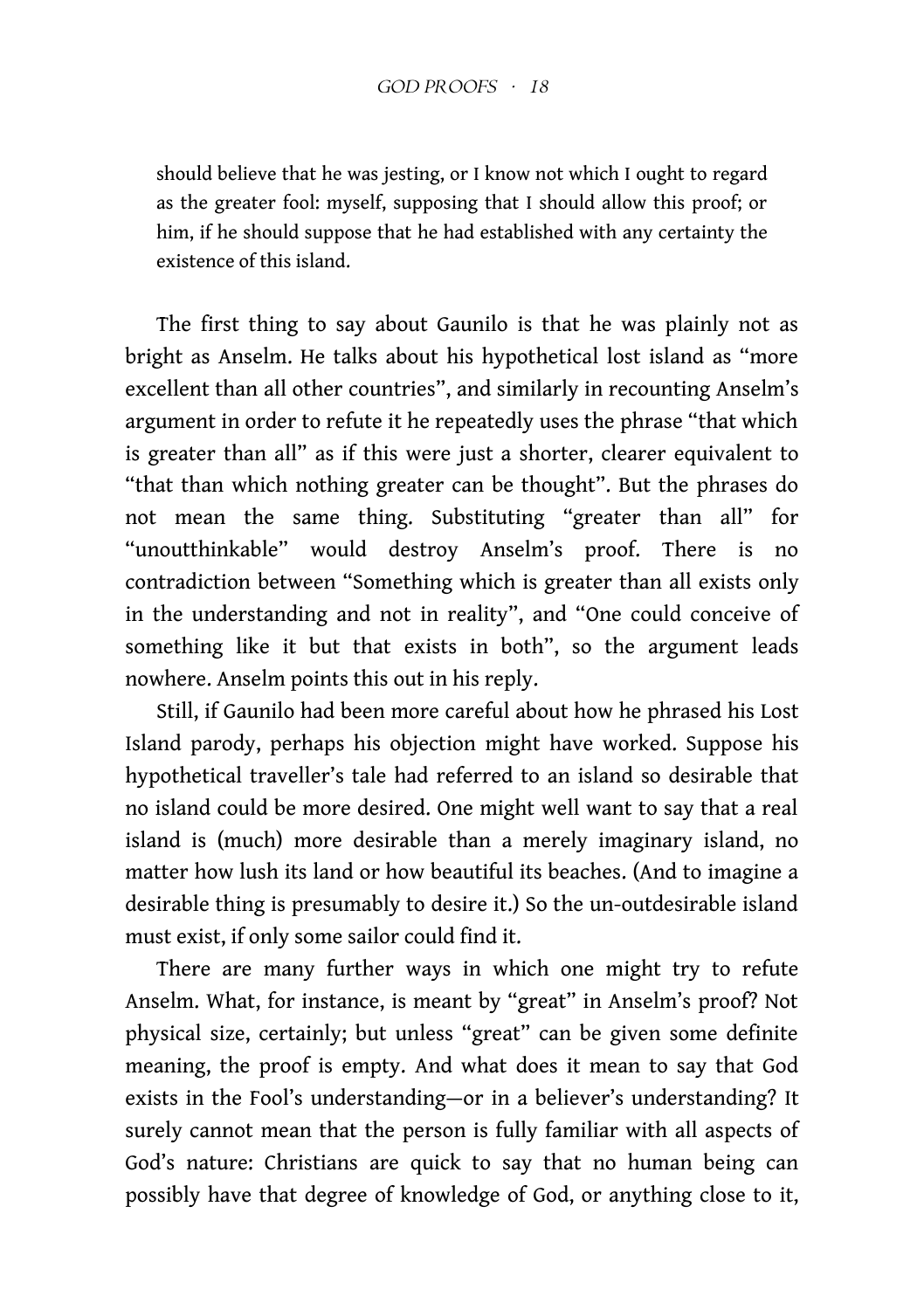> should believe that he was jesting, or I know not which I ought to regard as the greater fool: myself, supposing that I should allow this proof; or him, if he should suppose that he had established with any certainty the existence of this island.

The first thing to say about Gaunilo is that he was plainly not as bright as Anselm. He talks about his hypothetical lost island as "more excellent than all other countries", and similarly in recounting Anselm's argument in order to refute it he repeatedly uses the phrase "that which is greater than all" as if this were just a shorter, clearer equivalent to "that than which nothing greater can be thought". But the phrases do not mean the same thing. Substituting "greater than all" for "unoutthinkable" would destroy Anselm's proof. There is no contradiction between "Something which is greater than all exists only in the understanding and not in reality", and "One could conceive of something like it but that exists in both", so the argument leads nowhere. Anselm points this out in his reply.

Still, if Gaunilo had been more careful about how he phrased his Lost Island parody, perhaps his objection might have worked. Suppose his hypothetical traveller's tale had referred to an island so desirable that no island could be more desired. One might well want to say that a real island is (much) more desirable than a merely imaginary island, no matter how lush its land or how beautiful its beaches. (And to imagine a desirable thing is presumably to desire it.) So the un-outdesirable island must exist, if only some sailor could find it.

There are many further ways in which one might try to refute Anselm. What, for instance, is meant by "great" in Anselm's proof? Not physical size, certainly; but unless "great" can be given some definite meaning, the proof is empty. And what does it mean to say that God exists in the Fool's understanding—or in a believer's understanding? It surely cannot mean that the person is fully familiar with all aspects of God's nature: Christians are quick to say that no human being can possibly have that degree of knowledge of God, or anything close to it,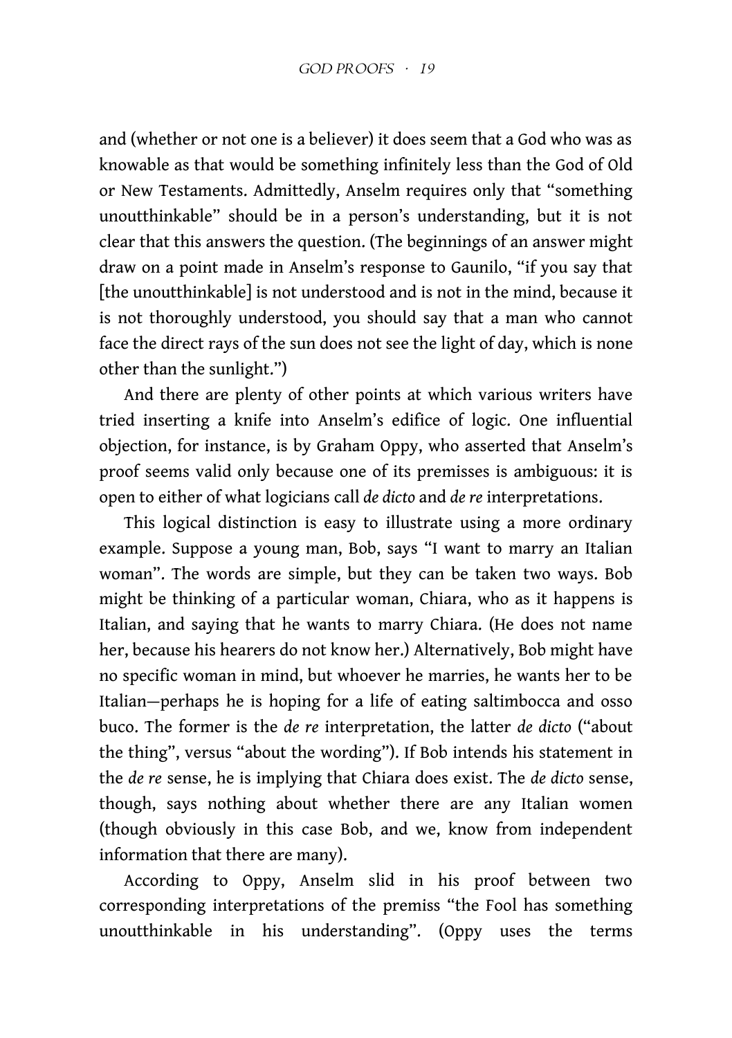and (whether or not one is a believer) it does seem that a God who was as knowable as that would be something infinitely less than the God of Old or New Testaments. Admittedly, Anselm requires only that "something unoutthinkable" should be in a person's understanding, but it is not clear that this answers the question. (The beginnings of an answer might draw on a point made in Anselm's response to Gaunilo, "if you say that [the unoutthinkable] is not understood and is not in the mind, because it is not thoroughly understood, you should say that a man who cannot face the direct rays of the sun does not see the light of day, which is none other than the sunlight.")

And there are plenty of other points at which various writers have tried inserting a knife into Anselm's edifice of logic. One influential objection, for instance, is by Graham Oppy, who asserted that Anselm's proof seems valid only because one of its premisses is ambiguous: it is open to either of what logicians call *de dicto* and *de re* interpretations.

This logical distinction is easy to illustrate using a more ordinary example. Suppose a young man, Bob, says "I want to marry an Italian woman". The words are simple, but they can be taken two ways. Bob might be thinking of a particular woman, Chiara, who as it happens is Italian, and saying that he wants to marry Chiara. (He does not name her, because his hearers do not know her.) Alternatively, Bob might have no specific woman in mind, but whoever he marries, he wants her to be Italian—perhaps he is hoping for a life of eating saltimbocca and osso buco. The former is the *de re* interpretation, the latter *de dicto* ("about the thing", versus "about the wording"). If Bob intends his statement in the *de re* sense, he is implying that Chiara does exist. The *de dicto* sense, though, says nothing about whether there are any Italian women (though obviously in this case Bob, and we, know from independent information that there are many).

According to Oppy, Anselm slid in his proof between two corresponding interpretations of the premiss "the Fool has something unoutthinkable in his understanding". (Oppy uses the terms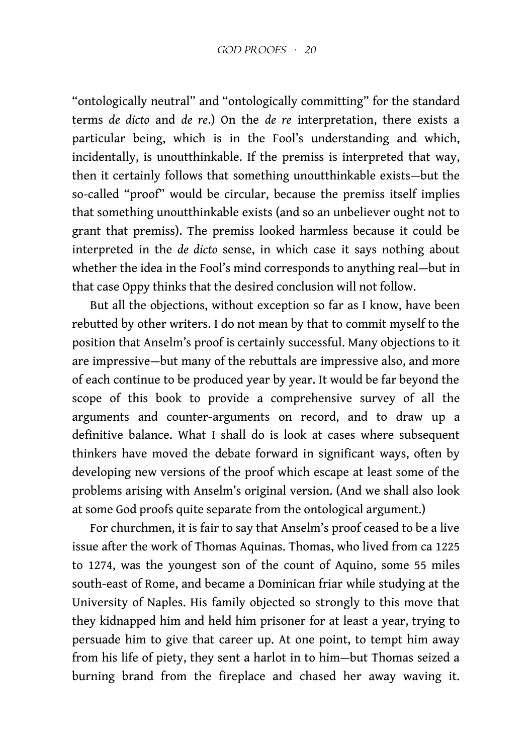"ontologically neutral" and "ontologically committing" for the standard terms *de dicto* and *de re*.) On the *de re* interpretation, there exists a particular being, which is in the Fool's understanding and which, incidentally, is unoutthinkable. If the premiss is interpreted that way, then it certainly follows that something unoutthinkable exists—but the so-called "proof" would be circular, because the premiss itself implies that something unoutthinkable exists (and so an unbeliever ought not to grant that premiss). The premiss looked harmless because it could be interpreted in the *de dicto* sense, in which case it says nothing about whether the idea in the Fool's mind corresponds to anything real—but in that case Oppy thinks that the desired conclusion will not follow.

But all the objections, without exception so far as I know, have been rebutted by other writers. I do not mean by that to commit myself to the position that Anselm's proof is certainly successful. Many objections to it are impressive—but many of the rebuttals are impressive also, and more of each continue to be produced year by year. It would be far beyond the scope of this book to provide a comprehensive survey of all the arguments and counter-arguments on record, and to draw up a definitive balance. What I shall do is look at cases where subsequent thinkers have moved the debate forward in significant ways, often by developing new versions of the proof which escape at least some of the problems arising with Anselm's original version. (And we shall also look at some God proofs quite separate from the ontological argument.)

For churchmen, it is fair to say that Anselm's proof ceased to be a live issue after the work of Thomas Aquinas. Thomas, who lived from ca 1225 to 1274, was the youngest son of the count of Aquino, some 55 miles south-east of Rome, and became a Dominican friar while studying at the University of Naples. His family objected so strongly to this move that they kidnapped him and held him prisoner for at least a year, trying to persuade him to give that career up. At one point, to tempt him away from his life of piety, they sent a harlot in to him—but Thomas seized a burning brand from the fireplace and chased her away waving it.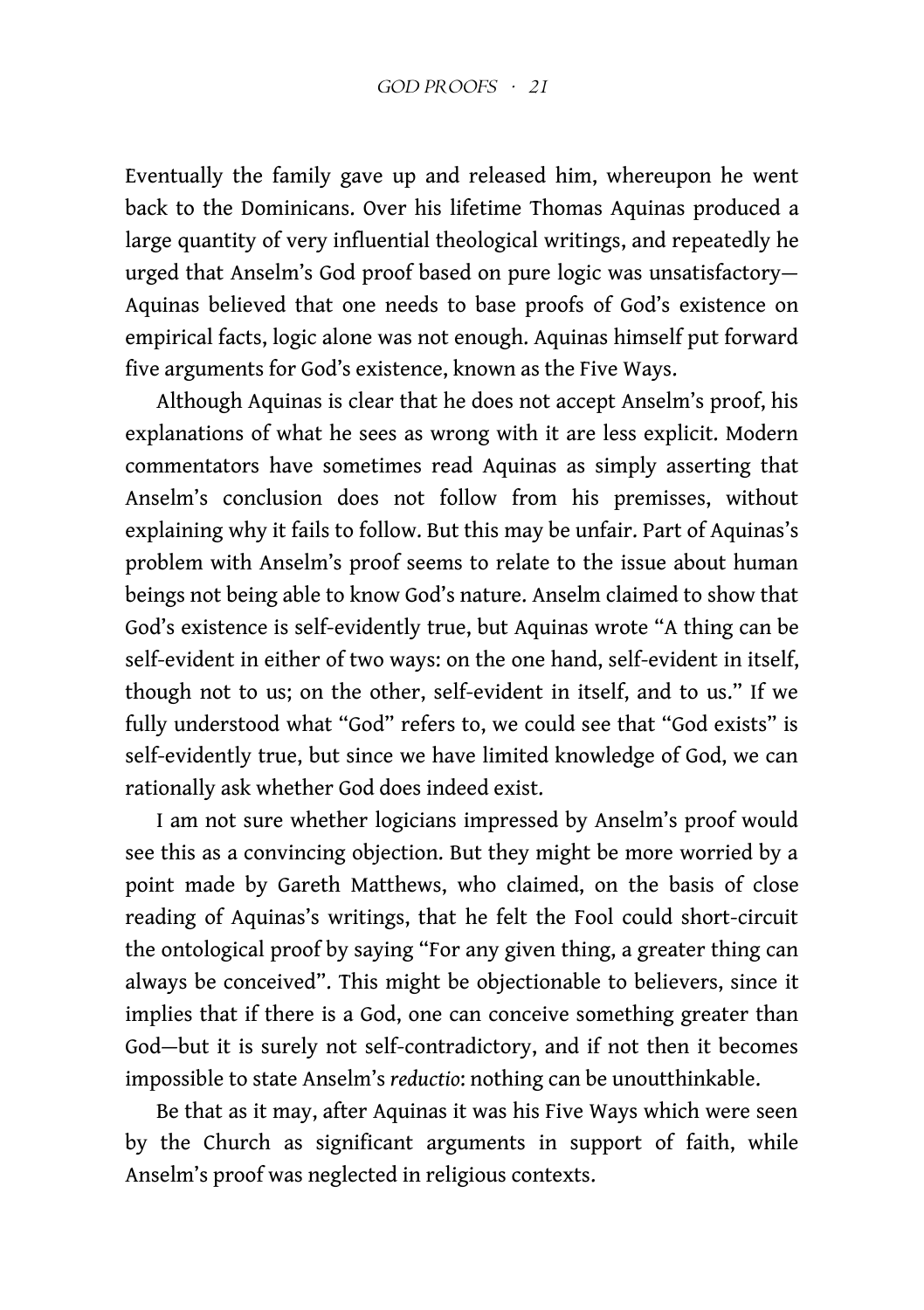Eventually the family gave up and released him, whereupon he went back to the Dominicans. Over his lifetime Thomas Aquinas produced a large quantity of very influential theological writings, and repeatedly he urged that Anselm's God proof based on pure logic was unsatisfactory—Aquinas believed that one needs to base proofs of God's existence on empirical facts, logic alone was not enough. Aquinas himself put forward five arguments for God's existence, known as the Five Ways.

Although Aquinas is clear that he does not accept Anselm's proof, his explanations of what he sees as wrong with it are less explicit. Modern commentators have sometimes read Aquinas as simply asserting that Anselm's conclusion does not follow from his premisses, without explaining why it fails to follow. But this may be unfair. Part of Aquinas's problem with Anselm's proof seems to relate to the issue about human beings not being able to know God's nature. Anselm claimed to show that God's existence is self-evidently true, but Aquinas wrote "A thing can be self-evident in either of two ways: on the one hand, self-evident in itself, though not to us; on the other, self-evident in itself, and to us." If we fully understood what "God" refers to, we could see that "God exists" is self-evidently true, but since we have limited knowledge of God, we can rationally ask whether God does indeed exist.

I am not sure whether logicians impressed by Anselm's proof would see this as a convincing objection. But they might be more worried by a point made by Gareth Matthews, who claimed, on the basis of close reading of Aquinas's writings, that he felt the Fool could short-circuit the ontological proof by saying "For any given thing, a greater thing can always be conceived". This might be objectionable to believers, since it implies that if there is a God, one can conceive something greater than God—but it is surely not self-contradictory, and if not then it becomes impossible to state Anselm's *reductio*: nothing can be unoutthinkable.

Be that as it may, after Aquinas it was his Five Ways which were seen by the Church as significant arguments in support of faith, while Anselm's proof was neglected in religious contexts.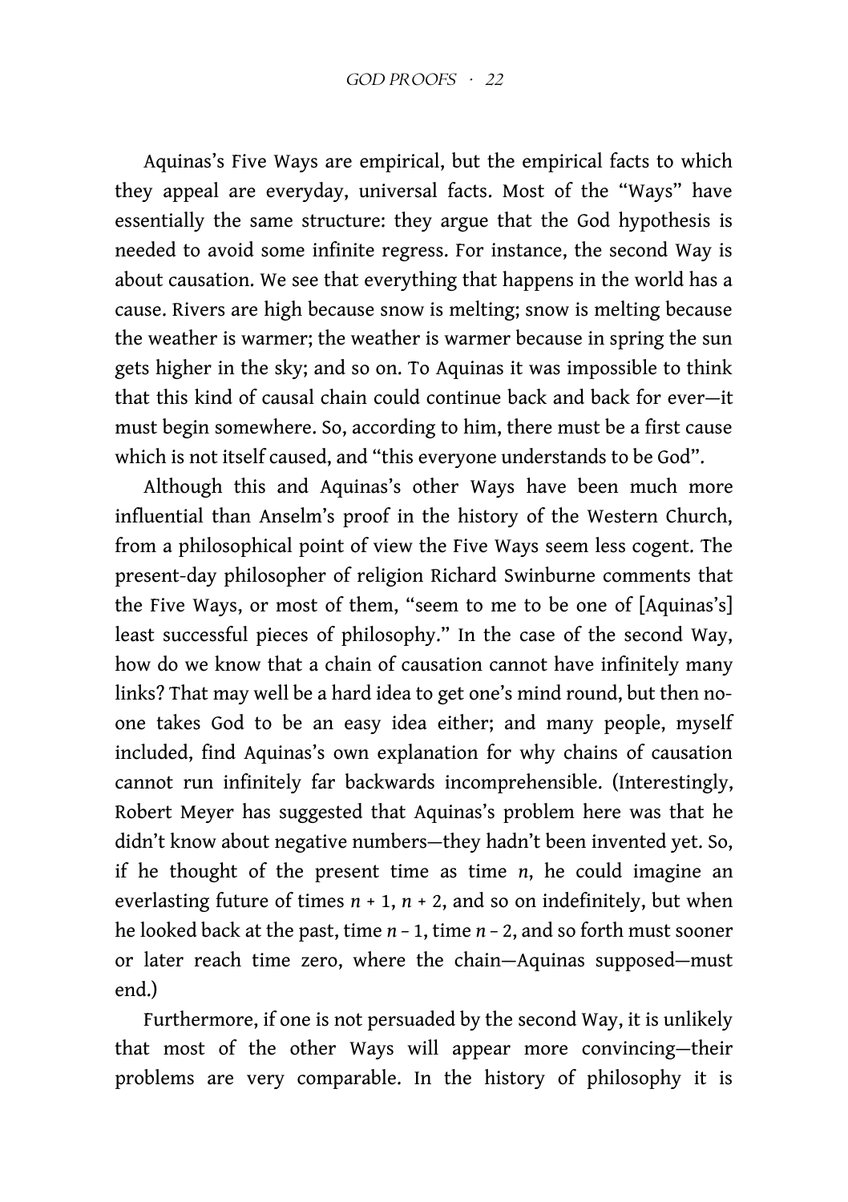Aquinas's Five Ways are empirical, but the empirical facts to which they appeal are everyday, universal facts. Most of the "Ways" have essentially the same structure: they argue that the God hypothesis is needed to avoid some infinite regress. For instance, the second Way is about causation. We see that everything that happens in the world has a cause. Rivers are high because snow is melting; snow is melting because the weather is warmer; the weather is warmer because in spring the sun gets higher in the sky; and so on. To Aquinas it was impossible to think that this kind of causal chain could continue back and back for ever—it must begin somewhere. So, according to him, there must be a first cause which is not itself caused, and "this everyone understands to be God".

Although this and Aquinas's other Ways have been much more influential than Anselm's proof in the history of the Western Church, from a philosophical point of view the Five Ways seem less cogent. The present-day philosopher of religion Richard Swinburne comments that the Five Ways, or most of them, "seem to me to be one of [Aquinas's] least successful pieces of philosophy." In the case of the second Way, how do we know that a chain of causation cannot have infinitely many links? That may well be a hard idea to get one's mind round, but then no-one takes God to be an easy idea either; and many people, myself included, find Aquinas's own explanation for why chains of causation cannot run infinitely far backwards incomprehensible. (Interestingly, Robert Meyer has suggested that Aquinas's problem here was that he didn't know about negative numbers—they hadn't been invented yet. So, if he thought of the present time as time $n$, he could imagine an everlasting future of times $n + 1$, $n + 2$, and so on indefinitely, but when he looked back at the past, time $n - 1$, time $n - 2$, and so forth must sooner or later reach time zero, where the chain—Aquinas supposed—must end.)

Furthermore, if one is not persuaded by the second Way, it is unlikely that most of the other Ways will appear more convincing—their problems are very comparable. In the history of philosophy it is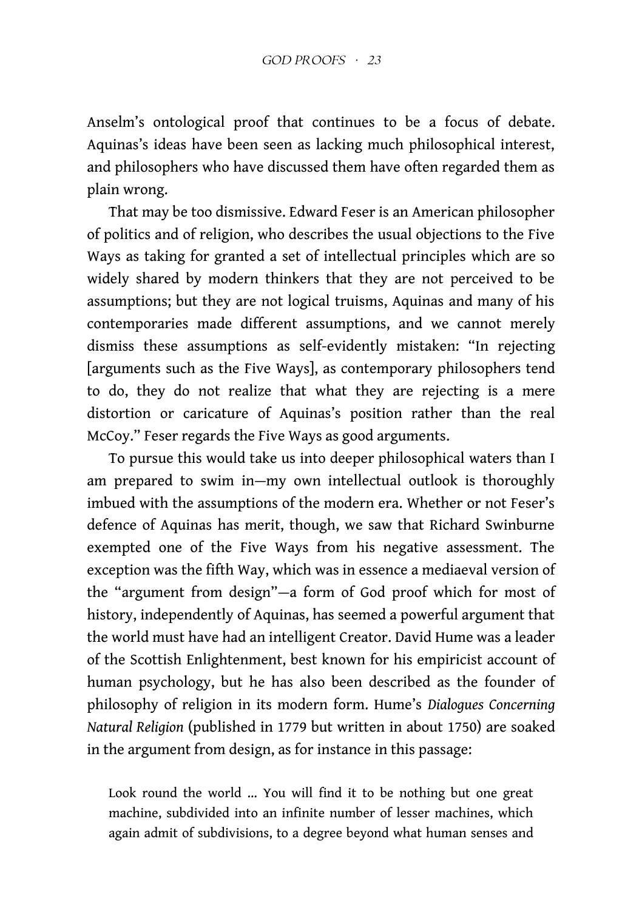Anselm's ontological proof that continues to be a focus of debate. Aquinas's ideas have been seen as lacking much philosophical interest, and philosophers who have discussed them have often regarded them as plain wrong.

That may be too dismissive. Edward Feser is an American philosopher of politics and of religion, who describes the usual objections to the Five Ways as taking for granted a set of intellectual principles which are so widely shared by modern thinkers that they are not perceived to be assumptions; but they are not logical truisms, Aquinas and many of his contemporaries made different assumptions, and we cannot merely dismiss these assumptions as self-evidently mistaken: "In rejecting [arguments such as the Five Ways], as contemporary philosophers tend to do, they do not realize that what they are rejecting is a mere distortion or caricature of Aquinas's position rather than the real McCoy." Feser regards the Five Ways as good arguments.

To pursue this would take us into deeper philosophical waters than I am prepared to swim in—my own intellectual outlook is thoroughly imbued with the assumptions of the modern era. Whether or not Feser's defence of Aquinas has merit, though, we saw that Richard Swinburne exempted one of the Five Ways from his negative assessment. The exception was the fifth Way, which was in essence a mediaeval version of the "argument from design"—a form of God proof which for most of history, independently of Aquinas, has seemed a powerful argument that the world must have had an intelligent Creator. David Hume was a leader of the Scottish Enlightenment, best known for his empiricist account of human psychology, but he has also been described as the founder of philosophy of religion in its modern form. Hume's *Dialogues Concerning Natural Religion* (published in 1779 but written in about 1750) are soaked in the argument from design, as for instance in this passage:

> Look round the world … You will find it to be nothing but one great machine, subdivided into an infinite number of lesser machines, which again admit of subdivisions, to a degree beyond what human senses and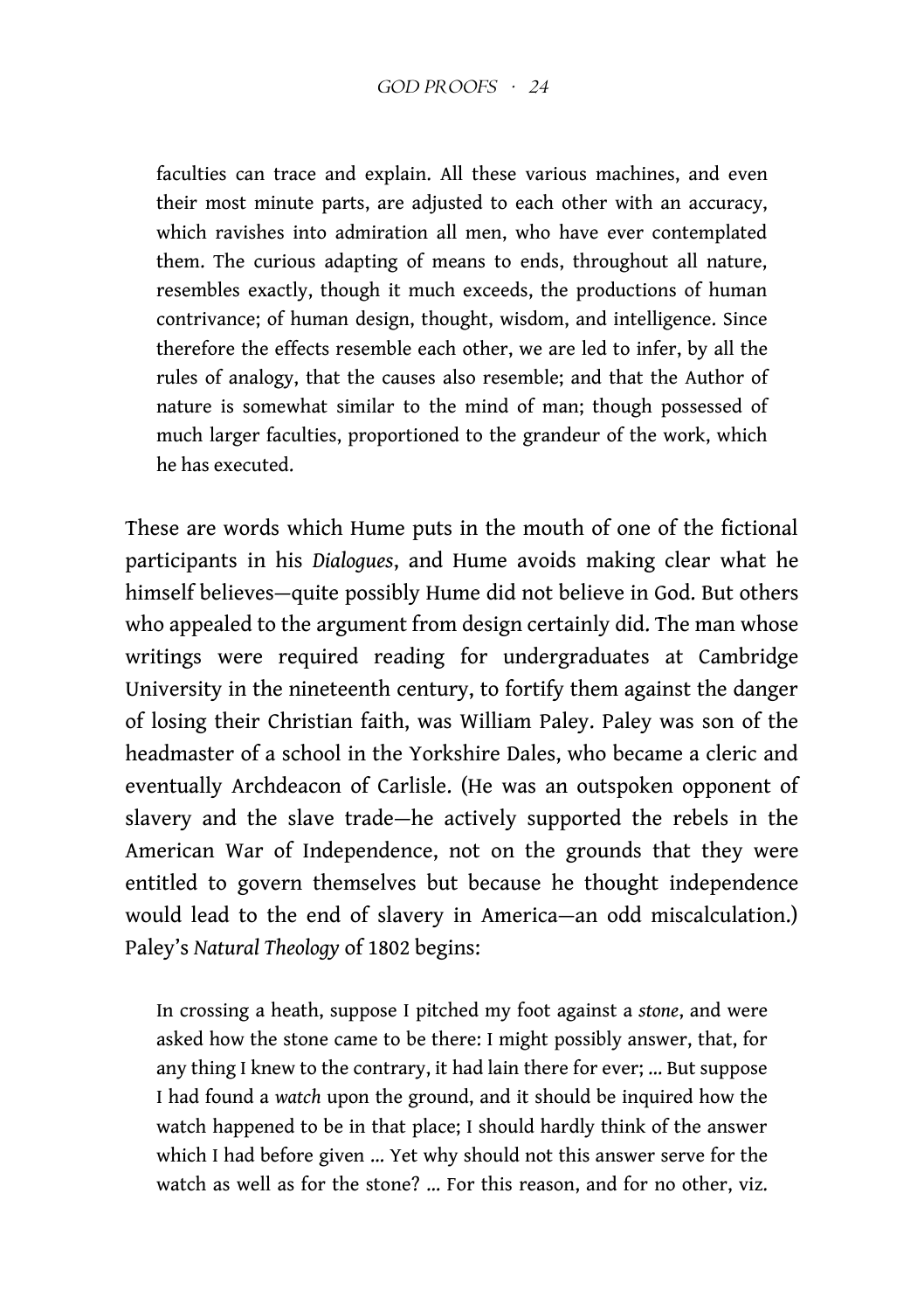> faculties can trace and explain. All these various machines, and even their most minute parts, are adjusted to each other with an accuracy, which ravishes into admiration all men, who have ever contemplated them. The curious adapting of means to ends, throughout all nature, resembles exactly, though it much exceeds, the productions of human contrivance; of human design, thought, wisdom, and intelligence. Since therefore the effects resemble each other, we are led to infer, by all the rules of analogy, that the causes also resemble; and that the Author of nature is somewhat similar to the mind of man; though possessed of much larger faculties, proportioned to the grandeur of the work, which he has executed.

These are words which Hume puts in the mouth of one of the fictional participants in his *Dialogues*, and Hume avoids making clear what he himself believes—quite possibly Hume did not believe in God. But others who appealed to the argument from design certainly did. The man whose writings were required reading for undergraduates at Cambridge University in the nineteenth century, to fortify them against the danger of losing their Christian faith, was William Paley. Paley was son of the headmaster of a school in the Yorkshire Dales, who became a cleric and eventually Archdeacon of Carlisle. (He was an outspoken opponent of slavery and the slave trade—he actively supported the rebels in the American War of Independence, not on the grounds that they were entitled to govern themselves but because he thought independence would lead to the end of slavery in America—an odd miscalculation.) Paley's *Natural Theology* of 1802 begins:

> In crossing a heath, suppose I pitched my foot against a *stone*, and were asked how the stone came to be there: I might possibly answer, that, for any thing I knew to the contrary, it had lain there for ever; ... But suppose I had found a *watch* upon the ground, and it should be inquired how the watch happened to be in that place; I should hardly think of the answer which I had before given ... Yet why should not this answer serve for the watch as well as for the stone? ... For this reason, and for no other, viz.